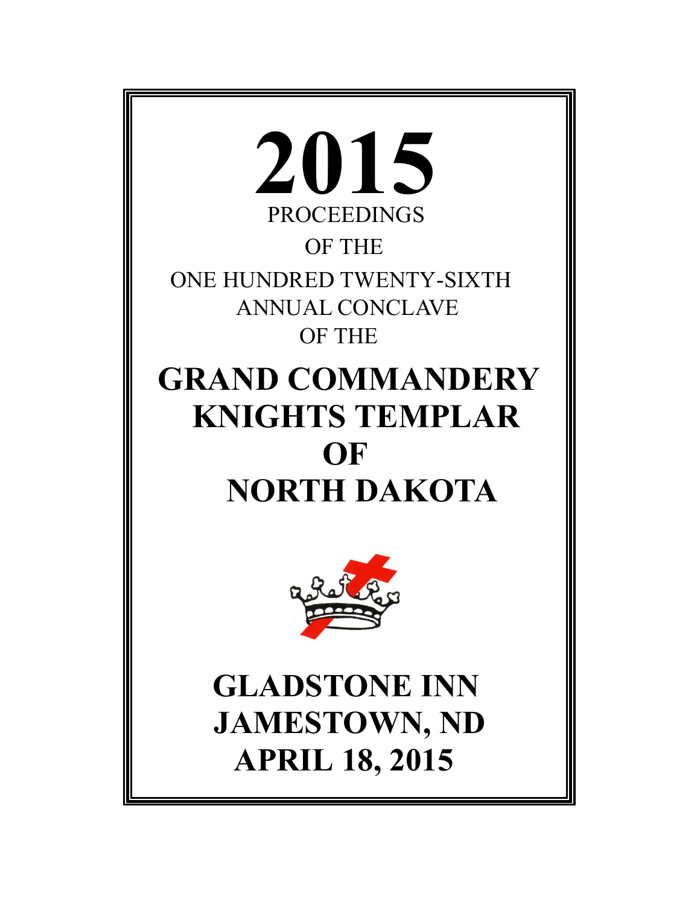# 2015

PROCEEDINGS

OF THE

ONE HUNDRED TWENTY-SIXTH ANNUAL CONCLAVE

OF THE

# GRAND COMMANDERY KNIGHTS TEMPLAR OF NORTH DAKOTA

## GLADSTONE INN
## JAMESTOWN, ND
## APRIL 18, 2015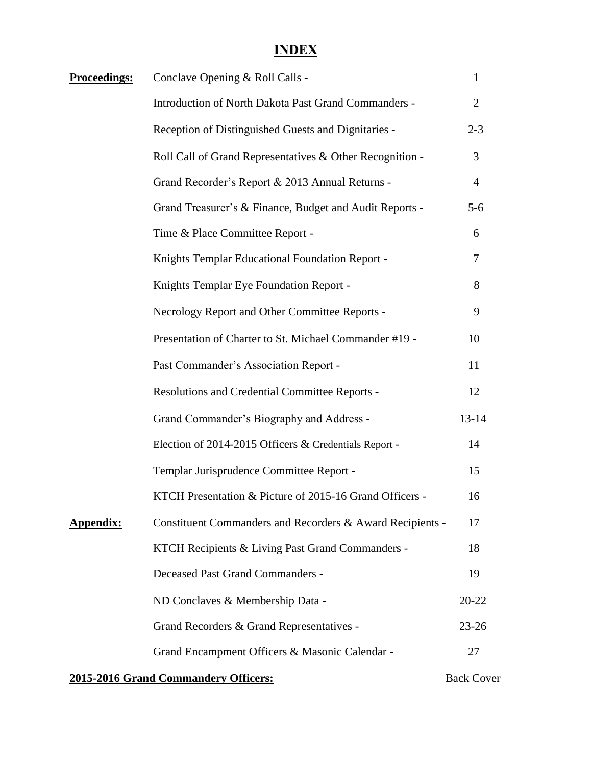# INDEX

| | | |
|---|---|---|
| **Proceedings:** | Conclave Opening & Roll Calls - | 1 |
| | Introduction of North Dakota Past Grand Commanders - | 2 |
| | Reception of Distinguished Guests and Dignitaries - | 2-3 |
| | Roll Call of Grand Representatives & Other Recognition - | 3 |
| | Grand Recorder's Report & 2013 Annual Returns - | 4 |
| | Grand Treasurer's & Finance, Budget and Audit Reports - | 5-6 |
| | Time & Place Committee Report - | 6 |
| | Knights Templar Educational Foundation Report - | 7 |
| | Knights Templar Eye Foundation Report - | 8 |
| | Necrology Report and Other Committee Reports - | 9 |
| | Presentation of Charter to St. Michael Commander #19 - | 10 |
| | Past Commander's Association Report - | 11 |
| | Resolutions and Credential Committee Reports - | 12 |
| | Grand Commander's Biography and Address - | 13-14 |
| | Election of 2014-2015 Officers & Credentials Report - | 14 |
| | Templar Jurisprudence Committee Report - | 15 |
| | KTCH Presentation & Picture of 2015-16 Grand Officers - | 16 |
| **Appendix:** | Constituent Commanders and Recorders & Award Recipients - | 17 |
| | KTCH Recipients & Living Past Grand Commanders - | 18 |
| | Deceased Past Grand Commanders - | 19 |
| | ND Conclaves & Membership Data - | 20-22 |
| | Grand Recorders & Grand Representatives - | 23-26 |
| | Grand Encampment Officers & Masonic Calendar - | 27 |

**2015-2016 Grand Commandery Officers:** Back Cover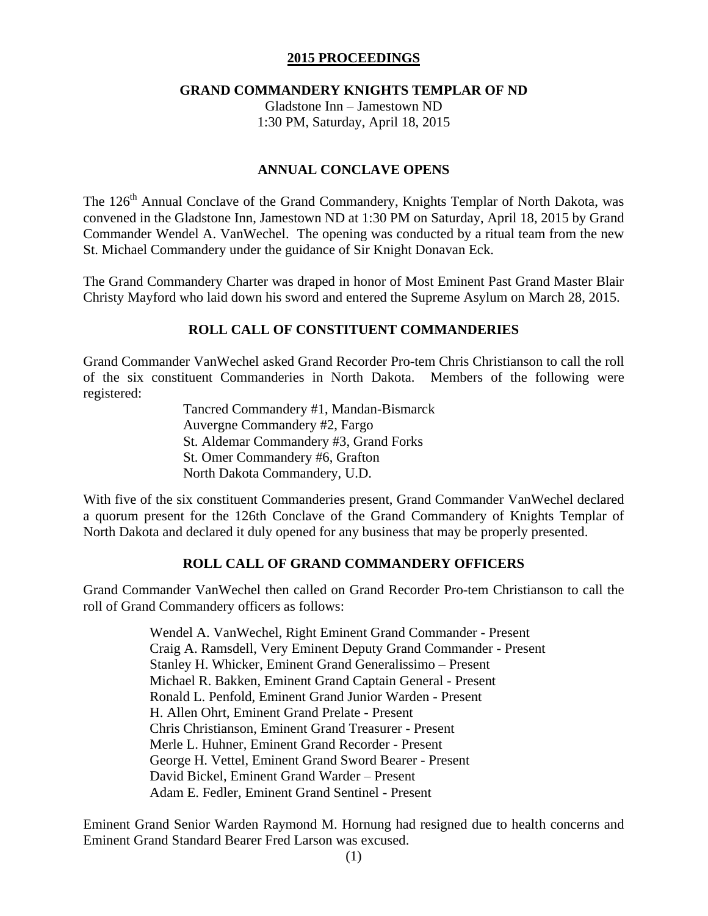## 2015 PROCEEDINGS

### GRAND COMMANDERY KNIGHTS TEMPLAR OF ND

Gladstone Inn – Jamestown ND
1:30 PM, Saturday, April 18, 2015

### ANNUAL CONCLAVE OPENS

The 126th Annual Conclave of the Grand Commandery, Knights Templar of North Dakota, was convened in the Gladstone Inn, Jamestown ND at 1:30 PM on Saturday, April 18, 2015 by Grand Commander Wendel A. VanWechel. The opening was conducted by a ritual team from the new St. Michael Commandery under the guidance of Sir Knight Donavan Eck.

The Grand Commandery Charter was draped in honor of Most Eminent Past Grand Master Blair Christy Mayford who laid down his sword and entered the Supreme Asylum on March 28, 2015.

### ROLL CALL OF CONSTITUENT COMMANDERIES

Grand Commander VanWechel asked Grand Recorder Pro-tem Chris Christianson to call the roll of the six constituent Commanderies in North Dakota. Members of the following were registered:

Tancred Commandery #1, Mandan-Bismarck
Auvergne Commandery #2, Fargo
St. Aldemar Commandery #3, Grand Forks
St. Omer Commandery #6, Grafton
North Dakota Commandery, U.D.

With five of the six constituent Commanderies present, Grand Commander VanWechel declared a quorum present for the 126th Conclave of the Grand Commandery of Knights Templar of North Dakota and declared it duly opened for any business that may be properly presented.

### ROLL CALL OF GRAND COMMANDERY OFFICERS

Grand Commander VanWechel then called on Grand Recorder Pro-tem Christianson to call the roll of Grand Commandery officers as follows:

Wendel A. VanWechel, Right Eminent Grand Commander - Present
Craig A. Ramsdell, Very Eminent Deputy Grand Commander - Present
Stanley H. Whicker, Eminent Grand Generalissimo – Present
Michael R. Bakken, Eminent Grand Captain General - Present
Ronald L. Penfold, Eminent Grand Junior Warden - Present
H. Allen Ohrt, Eminent Grand Prelate - Present
Chris Christianson, Eminent Grand Treasurer - Present
Merle L. Huhner, Eminent Grand Recorder - Present
George H. Vettel, Eminent Grand Sword Bearer - Present
David Bickel, Eminent Grand Warder – Present
Adam E. Fedler, Eminent Grand Sentinel - Present

Eminent Grand Senior Warden Raymond M. Hornung had resigned due to health concerns and Eminent Grand Standard Bearer Fred Larson was excused.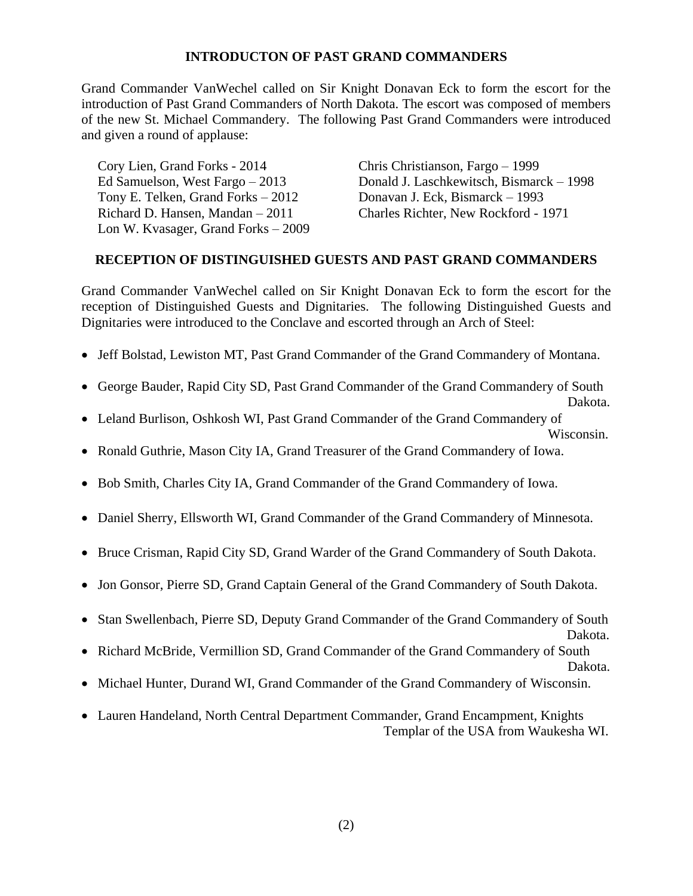## INTRODUCTON OF PAST GRAND COMMANDERS

Grand Commander VanWechel called on Sir Knight Donavan Eck to form the escort for the introduction of Past Grand Commanders of North Dakota. The escort was composed of members of the new St. Michael Commandery. The following Past Grand Commanders were introduced and given a round of applause:

Cory Lien, Grand Forks - 2014
Ed Samuelson, West Fargo – 2013
Tony E. Telken, Grand Forks – 2012
Richard D. Hansen, Mandan – 2011
Lon W. Kvasager, Grand Forks – 2009
Chris Christianson, Fargo – 1999
Donald J. Laschkewitsch, Bismarck – 1998
Donavan J. Eck, Bismarck – 1993
Charles Richter, New Rockford - 1971

## RECEPTION OF DISTINGUISHED GUESTS AND PAST GRAND COMMANDERS

Grand Commander VanWechel called on Sir Knight Donavan Eck to form the escort for the reception of Distinguished Guests and Dignitaries. The following Distinguished Guests and Dignitaries were introduced to the Conclave and escorted through an Arch of Steel:

- Jeff Bolstad, Lewiston MT, Past Grand Commander of the Grand Commandery of Montana.
- George Bauder, Rapid City SD, Past Grand Commander of the Grand Commandery of South Dakota.
- Leland Burlison, Oshkosh WI, Past Grand Commander of the Grand Commandery of Wisconsin.
- Ronald Guthrie, Mason City IA, Grand Treasurer of the Grand Commandery of Iowa.
- Bob Smith, Charles City IA, Grand Commander of the Grand Commandery of Iowa.
- Daniel Sherry, Ellsworth WI, Grand Commander of the Grand Commandery of Minnesota.
- Bruce Crisman, Rapid City SD, Grand Warder of the Grand Commandery of South Dakota.
- Jon Gonsor, Pierre SD, Grand Captain General of the Grand Commandery of South Dakota.
- Stan Swellenbach, Pierre SD, Deputy Grand Commander of the Grand Commandery of South Dakota.
- Richard McBride, Vermillion SD, Grand Commander of the Grand Commandery of South Dakota.
- Michael Hunter, Durand WI, Grand Commander of the Grand Commandery of Wisconsin.
- Lauren Handeland, North Central Department Commander, Grand Encampment, Knights Templar of the USA from Waukesha WI.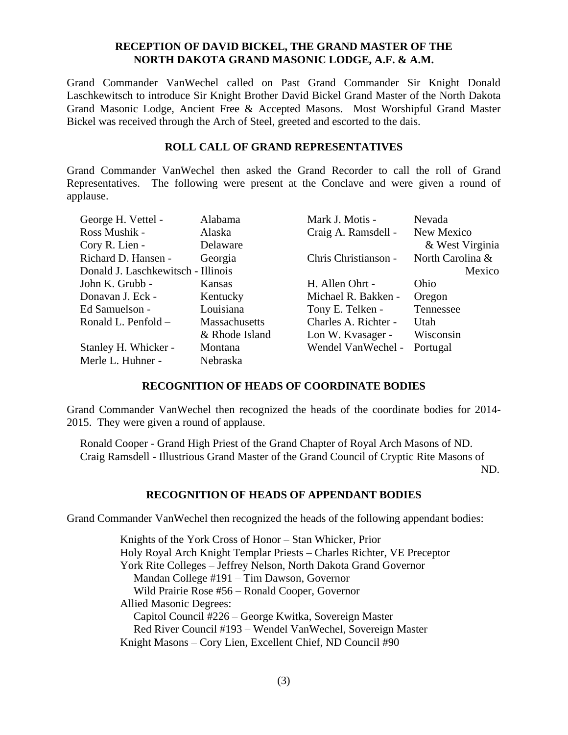## RECEPTION OF DAVID BICKEL, THE GRAND MASTER OF THE NORTH DAKOTA GRAND MASONIC LODGE, A.F. & A.M.

Grand Commander VanWechel called on Past Grand Commander Sir Knight Donald Laschkewitsch to introduce Sir Knight Brother David Bickel Grand Master of the North Dakota Grand Masonic Lodge, Ancient Free & Accepted Masons. Most Worshipful Grand Master Bickel was received through the Arch of Steel, greeted and escorted to the dais.

## ROLL CALL OF GRAND REPRESENTATIVES

Grand Commander VanWechel then asked the Grand Recorder to call the roll of Grand Representatives. The following were present at the Conclave and were given a round of applause.

| | | | |
|---|---|---|---|
| George H. Vettel - | Alabama | Mark J. Motis - | Nevada |
| Ross Mushik - | Alaska | Craig A. Ramsdell - | New Mexico & West Virginia |
| Cory R. Lien - | Delaware | | |
| Richard D. Hansen - | Georgia | Chris Christianson - | North Carolina & Mexico |
| Donald J. Laschkewitsch - | Illinois | | |
| John K. Grubb - | Kansas | H. Allen Ohrt - | Ohio |
| Donavan J. Eck - | Kentucky | Michael R. Bakken - | Oregon |
| Ed Samuelson - | Louisiana | Tony E. Telken - | Tennessee |
| Ronald L. Penfold – | Massachusetts & Rhode Island | Charles A. Richter - | Utah |
| | | Lon W. Kvasager - | Wisconsin |
| Stanley H. Whicker - | Montana | Wendel VanWechel - | Portugal |
| Merle L. Huhner - | Nebraska | | |

## RECOGNITION OF HEADS OF COORDINATE BODIES

Grand Commander VanWechel then recognized the heads of the coordinate bodies for 2014-2015. They were given a round of applause.

Ronald Cooper - Grand High Priest of the Grand Chapter of Royal Arch Masons of ND.
Craig Ramsdell - Illustrious Grand Master of the Grand Council of Cryptic Rite Masons of ND.

## RECOGNITION OF HEADS OF APPENDANT BODIES

Grand Commander VanWechel then recognized the heads of the following appendant bodies:

Knights of the York Cross of Honor – Stan Whicker, Prior
Holy Royal Arch Knight Templar Priests – Charles Richter, VE Preceptor
York Rite Colleges – Jeffrey Nelson, North Dakota Grand Governor
  Mandan College #191 – Tim Dawson, Governor
  Wild Prairie Rose #56 – Ronald Cooper, Governor
Allied Masonic Degrees:
  Capitol Council #226 – George Kwitka, Sovereign Master
  Red River Council #193 – Wendel VanWechel, Sovereign Master
Knight Masons – Cory Lien, Excellent Chief, ND Council #90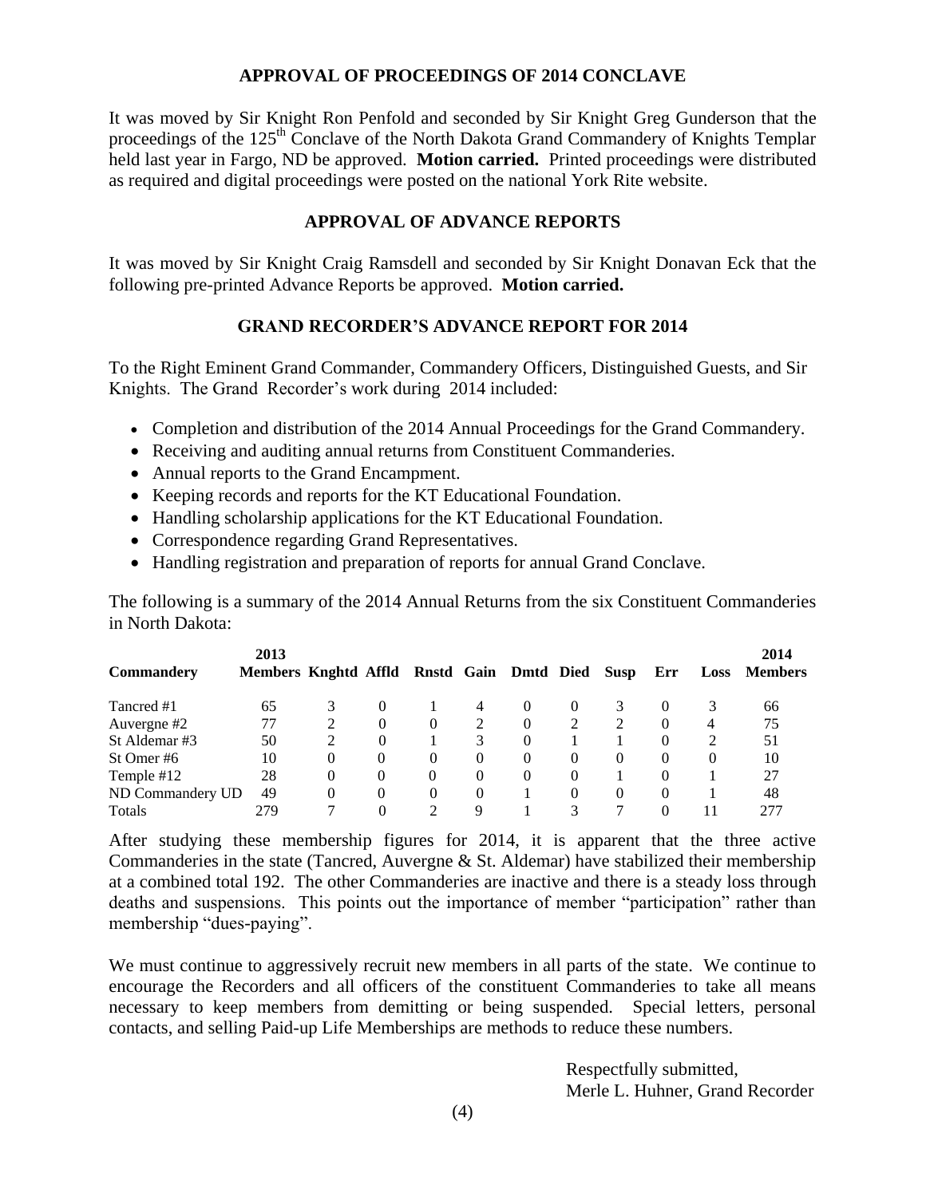## APPROVAL OF PROCEEDINGS OF 2014 CONCLAVE

It was moved by Sir Knight Ron Penfold and seconded by Sir Knight Greg Gunderson that the proceedings of the 125th Conclave of the North Dakota Grand Commandery of Knights Templar held last year in Fargo, ND be approved. **Motion carried.** Printed proceedings were distributed as required and digital proceedings were posted on the national York Rite website.

## APPROVAL OF ADVANCE REPORTS

It was moved by Sir Knight Craig Ramsdell and seconded by Sir Knight Donavan Eck that the following pre-printed Advance Reports be approved. **Motion carried.**

## GRAND RECORDER'S ADVANCE REPORT FOR 2014

To the Right Eminent Grand Commander, Commandery Officers, Distinguished Guests, and Sir Knights. The Grand Recorder's work during 2014 included:

- Completion and distribution of the 2014 Annual Proceedings for the Grand Commandery.
- Receiving and auditing annual returns from Constituent Commanderies.
- Annual reports to the Grand Encampment.
- Keeping records and reports for the KT Educational Foundation.
- Handling scholarship applications for the KT Educational Foundation.
- Correspondence regarding Grand Representatives.
- Handling registration and preparation of reports for annual Grand Conclave.

The following is a summary of the 2014 Annual Returns from the six Constituent Commanderies in North Dakota:

| Commandery | 2013 Members | Knghtd | Affld | Rnstd | Gain | Dmtd | Died | Susp | Err | Loss | 2014 Members |
|---|---|---|---|---|---|---|---|---|---|---|---|
| Tancred #1 | 65 | 3 | 0 | 1 | 4 | 0 | 0 | 3 | 0 | 3 | 66 |
| Auvergne #2 | 77 | 2 | 0 | 0 | 2 | 0 | 2 | 2 | 0 | 4 | 75 |
| St Aldemar #3 | 50 | 2 | 0 | 1 | 3 | 0 | 1 | 1 | 0 | 2 | 51 |
| St Omer #6 | 10 | 0 | 0 | 0 | 0 | 0 | 0 | 0 | 0 | 0 | 10 |
| Temple #12 | 28 | 0 | 0 | 0 | 0 | 0 | 0 | 1 | 0 | 1 | 27 |
| ND Commandery UD | 49 | 0 | 0 | 0 | 0 | 1 | 0 | 0 | 0 | 1 | 48 |
| Totals | 279 | 7 | 0 | 2 | 9 | 1 | 3 | 7 | 0 | 11 | 277 |

After studying these membership figures for 2014, it is apparent that the three active Commanderies in the state (Tancred, Auvergne & St. Aldemar) have stabilized their membership at a combined total 192. The other Commanderies are inactive and there is a steady loss through deaths and suspensions. This points out the importance of member "participation" rather than membership "dues-paying".

We must continue to aggressively recruit new members in all parts of the state. We continue to encourage the Recorders and all officers of the constituent Commanderies to take all means necessary to keep members from demitting or being suspended. Special letters, personal contacts, and selling Paid-up Life Memberships are methods to reduce these numbers.

Respectfully submitted,
Merle L. Huhner, Grand Recorder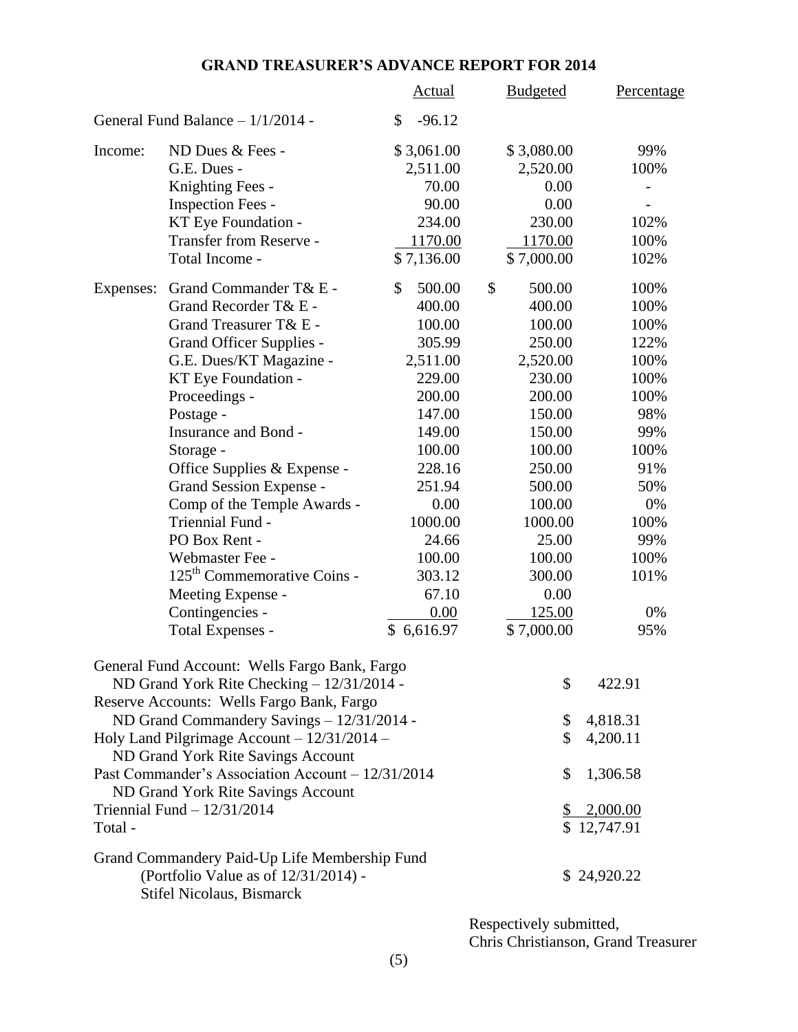# GRAND TREASURER'S ADVANCE REPORT FOR 2014

| | | Actual | Budgeted | Percentage |
|---|---|---|---|---|
| General Fund Balance – 1/1/2014 - | | $ -96.12 | | |
| Income: | ND Dues & Fees - | $ 3,061.00 | $ 3,080.00 | 99% |
| | G.E. Dues - | 2,511.00 | 2,520.00 | 100% |
| | Knighting Fees - | 70.00 | 0.00 | - |
| | Inspection Fees - | 90.00 | 0.00 | - |
| | KT Eye Foundation - | 234.00 | 230.00 | 102% |
| | Transfer from Reserve - | 1170.00 | 1170.00 | 100% |
| | Total Income - | $ 7,136.00 | $ 7,000.00 | 102% |
| Expenses: | Grand Commander T& E - | $ 500.00 | $ 500.00 | 100% |
| | Grand Recorder T& E - | 400.00 | 400.00 | 100% |
| | Grand Treasurer T& E - | 100.00 | 100.00 | 100% |
| | Grand Officer Supplies - | 305.99 | 250.00 | 122% |
| | G.E. Dues/KT Magazine - | 2,511.00 | 2,520.00 | 100% |
| | KT Eye Foundation - | 229.00 | 230.00 | 100% |
| | Proceedings - | 200.00 | 200.00 | 100% |
| | Postage - | 147.00 | 150.00 | 98% |
| | Insurance and Bond - | 149.00 | 150.00 | 99% |
| | Storage - | 100.00 | 100.00 | 100% |
| | Office Supplies & Expense - | 228.16 | 250.00 | 91% |
| | Grand Session Expense - | 251.94 | 500.00 | 50% |
| | Comp of the Temple Awards - | 0.00 | 100.00 | 0% |
| | Triennial Fund - | 1000.00 | 1000.00 | 100% |
| | PO Box Rent - | 24.66 | 25.00 | 99% |
| | Webmaster Fee - | 100.00 | 100.00 | 100% |
| | 125th Commemorative Coins - | 303.12 | 300.00 | 101% |
| | Meeting Expense - | 67.10 | 0.00 | |
| | Contingencies - | 0.00 | 125.00 | 0% |
| | Total Expenses - | $ 6,616.97 | $ 7,000.00 | 95% |

| | |
|---|---|
| General Fund Account: Wells Fargo Bank, Fargo | |
| ND Grand York Rite Checking – 12/31/2014 - | $ 422.91 |
| Reserve Accounts: Wells Fargo Bank, Fargo | |
| ND Grand Commandery Savings – 12/31/2014 - | $ 4,818.31 |
| Holy Land Pilgrimage Account – 12/31/2014 – ND Grand York Rite Savings Account | $ 4,200.11 |
| Past Commander's Association Account – 12/31/2014 ND Grand York Rite Savings Account | $ 1,306.58 |
| Triennial Fund – 12/31/2014 | $ 2,000.00 |
| Total - | $ 12,747.91 |
| Grand Commandery Paid-Up Life Membership Fund (Portfolio Value as of 12/31/2014) - Stifel Nicolaus, Bismarck | $ 24,920.22 |

Respectively submitted,
Chris Christianson, Grand Treasurer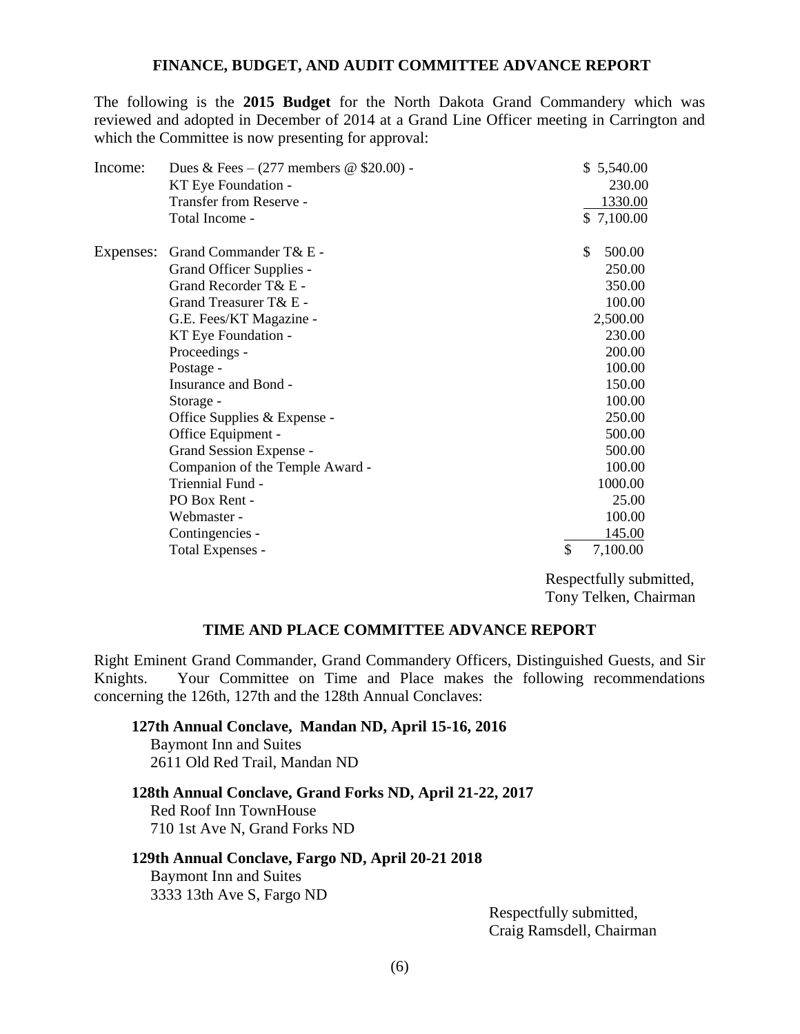## FINANCE, BUDGET, AND AUDIT COMMITTEE ADVANCE REPORT

The following is the **2015 Budget** for the North Dakota Grand Commandery which was reviewed and adopted in December of 2014 at a Grand Line Officer meeting in Carrington and which the Committee is now presenting for approval:

| | | |
|---|---|---|
| Income: | Dues & Fees – (277 members @ $20.00) - | $ 5,540.00 |
| | KT Eye Foundation - | 230.00 |
| | Transfer from Reserve - | 1330.00 |
| | Total Income - | $ 7,100.00 |
| Expenses: | Grand Commander T& E - | $ 500.00 |
| | Grand Officer Supplies - | 250.00 |
| | Grand Recorder T& E - | 350.00 |
| | Grand Treasurer T& E - | 100.00 |
| | G.E. Fees/KT Magazine - | 2,500.00 |
| | KT Eye Foundation - | 230.00 |
| | Proceedings - | 200.00 |
| | Postage - | 100.00 |
| | Insurance and Bond - | 150.00 |
| | Storage - | 100.00 |
| | Office Supplies & Expense - | 250.00 |
| | Office Equipment - | 500.00 |
| | Grand Session Expense - | 500.00 |
| | Companion of the Temple Award - | 100.00 |
| | Triennial Fund - | 1000.00 |
| | PO Box Rent - | 25.00 |
| | Webmaster - | 100.00 |
| | Contingencies - | 145.00 |
| | Total Expenses - | $ 7,100.00 |

Respectfully submitted,
Tony Telken, Chairman

## TIME AND PLACE COMMITTEE ADVANCE REPORT

Right Eminent Grand Commander, Grand Commandery Officers, Distinguished Guests, and Sir Knights. Your Committee on Time and Place makes the following recommendations concerning the 126th, 127th and the 128th Annual Conclaves:

**127th Annual Conclave, Mandan ND, April 15-16, 2016**
Baymont Inn and Suites
2611 Old Red Trail, Mandan ND

**128th Annual Conclave, Grand Forks ND, April 21-22, 2017**
Red Roof Inn TownHouse
710 1st Ave N, Grand Forks ND

**129th Annual Conclave, Fargo ND, April 20-21 2018**
Baymont Inn and Suites
3333 13th Ave S, Fargo ND

Respectfully submitted,
Craig Ramsdell, Chairman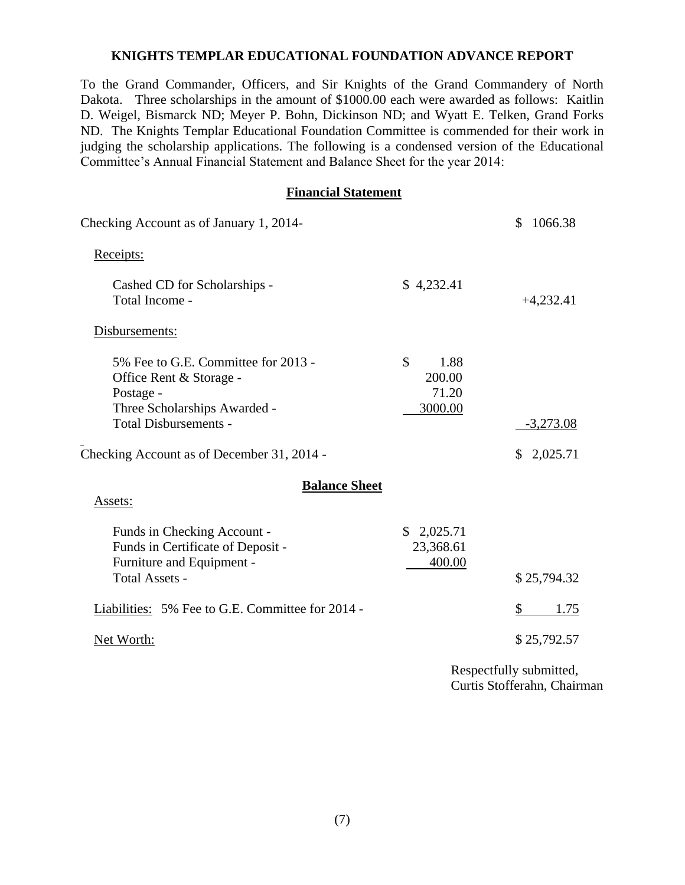## KNIGHTS TEMPLAR EDUCATIONAL FOUNDATION ADVANCE REPORT

To the Grand Commander, Officers, and Sir Knights of the Grand Commandery of North Dakota. Three scholarships in the amount of $1000.00 each were awarded as follows: Kaitlin D. Weigel, Bismarck ND; Meyer P. Bohn, Dickinson ND; and Wyatt E. Telken, Grand Forks ND. The Knights Templar Educational Foundation Committee is commended for their work in judging the scholarship applications. The following is a condensed version of the Educational Committee's Annual Financial Statement and Balance Sheet for the year 2014:

### Financial Statement

| | | |
|---|---|---|
| Checking Account as of January 1, 2014- | | $ 1066.38 |
| Receipts: | | |
| Cashed CD for Scholarships - | $ 4,232.41 | |
| Total Income - | | +4,232.41 |
| Disbursements: | | |
| 5% Fee to G.E. Committee for 2013 - | $ 1.88 | |
| Office Rent & Storage - | 200.00 | |
| Postage - | 71.20 | |
| Three Scholarships Awarded - | 3000.00 | |
| Total Disbursements - | | -3,273.08 |
| Checking Account as of December 31, 2014 - | | $ 2,025.71 |

### Balance Sheet

| | | |
|---|---|---|
| Assets: | | |
| Funds in Checking Account - | $ 2,025.71 | |
| Funds in Certificate of Deposit - | 23,368.61 | |
| Furniture and Equipment - | 400.00 | |
| Total Assets - | | $ 25,794.32 |
| Liabilities: 5% Fee to G.E. Committee for 2014 - | | $ 1.75 |
| Net Worth: | | $ 25,792.57 |

Respectfully submitted,  
Curtis Stofferahn, Chairman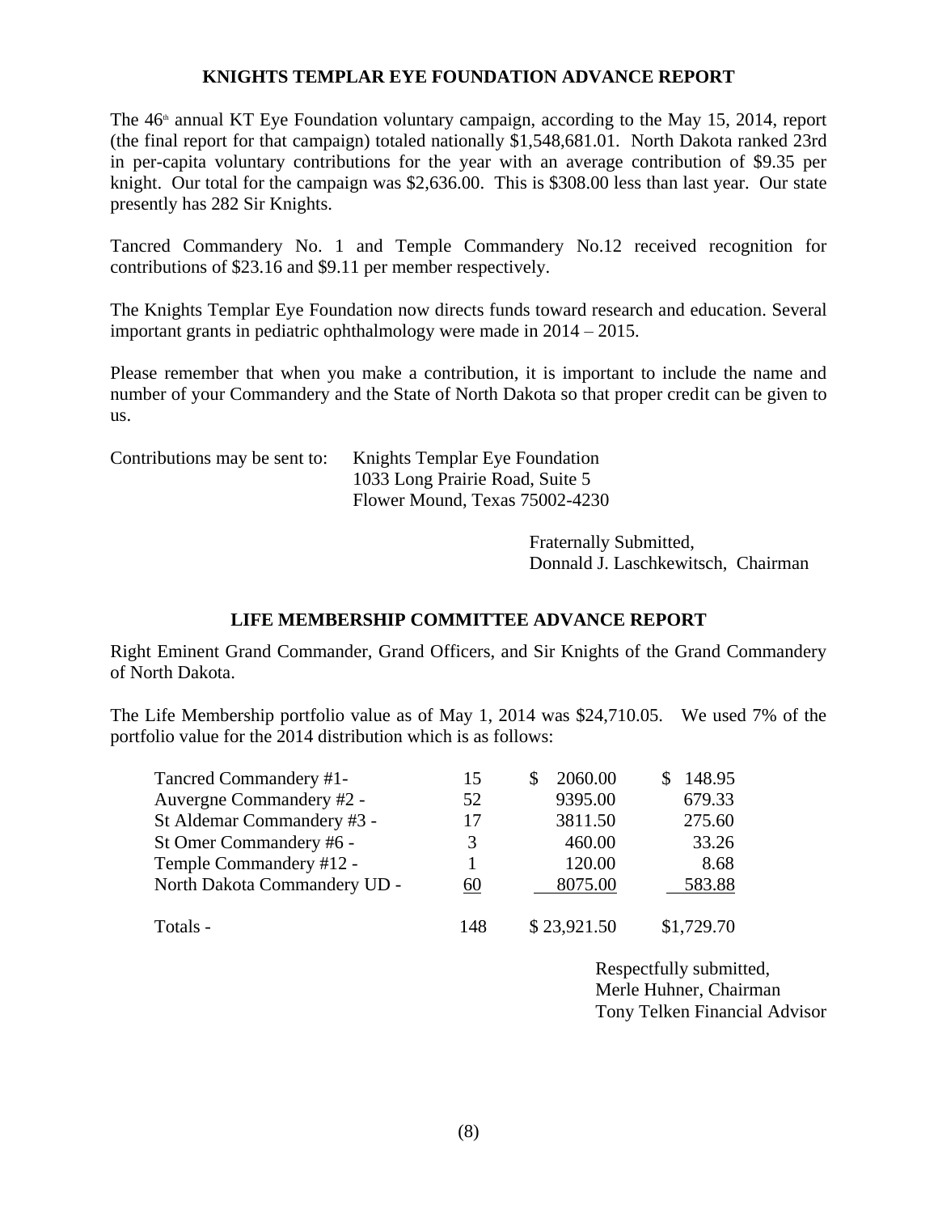## KNIGHTS TEMPLAR EYE FOUNDATION ADVANCE REPORT

The 46th annual KT Eye Foundation voluntary campaign, according to the May 15, 2014, report (the final report for that campaign) totaled nationally $1,548,681.01. North Dakota ranked 23rd in per-capita voluntary contributions for the year with an average contribution of $9.35 per knight. Our total for the campaign was $2,636.00. This is $308.00 less than last year. Our state presently has 282 Sir Knights.

Tancred Commandery No. 1 and Temple Commandery No.12 received recognition for contributions of $23.16 and $9.11 per member respectively.

The Knights Templar Eye Foundation now directs funds toward research and education. Several important grants in pediatric ophthalmology were made in 2014 – 2015.

Please remember that when you make a contribution, it is important to include the name and number of your Commandery and the State of North Dakota so that proper credit can be given to us.

Contributions may be sent to:

Knights Templar Eye Foundation
1033 Long Prairie Road, Suite 5
Flower Mound, Texas 75002-4230

Fraternally Submitted,
Donnald J. Laschkewitsch, Chairman

## LIFE MEMBERSHIP COMMITTEE ADVANCE REPORT

Right Eminent Grand Commander, Grand Officers, and Sir Knights of the Grand Commandery of North Dakota.

The Life Membership portfolio value as of May 1, 2014 was $24,710.05. We used 7% of the portfolio value for the 2014 distribution which is as follows:

| | | | |
|---|---|---|---|
| Tancred Commandery #1- | 15 | $ 2060.00 | $ 148.95 |
| Auvergne Commandery #2 - | 52 | 9395.00 | 679.33 |
| St Aldemar Commandery #3 - | 17 | 3811.50 | 275.60 |
| St Omer Commandery #6 - | 3 | 460.00 | 33.26 |
| Temple Commandery #12 - | 1 | 120.00 | 8.68 |
| North Dakota Commandery UD - | 60 | 8075.00 | 583.88 |
| Totals - | 148 | $ 23,921.50 | $1,729.70 |

Respectfully submitted,
Merle Huhner, Chairman
Tony Telken Financial Advisor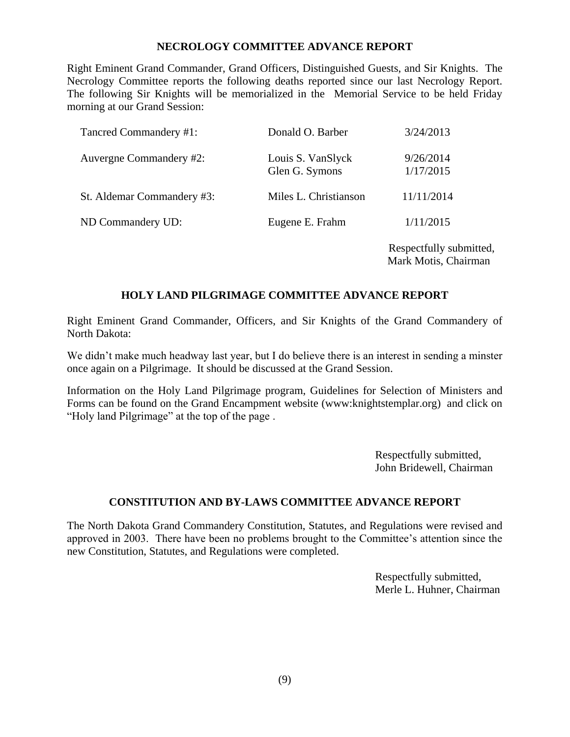## NECROLOGY COMMITTEE ADVANCE REPORT

Right Eminent Grand Commander, Grand Officers, Distinguished Guests, and Sir Knights. The Necrology Committee reports the following deaths reported since our last Necrology Report. The following Sir Knights will be memorialized in the Memorial Service to be held Friday morning at our Grand Session:

| | | |
|---|---|---|
| Tancred Commandery #1: | Donald O. Barber | 3/24/2013 |
| Auvergne Commandery #2: | Louis S. VanSlyck | 9/26/2014 |
| | Glen G. Symons | 1/17/2015 |
| St. Aldemar Commandery #3: | Miles L. Christianson | 11/11/2014 |
| ND Commandery UD: | Eugene E. Frahm | 1/11/2015 |

Respectfully submitted,
Mark Motis, Chairman

## HOLY LAND PILGRIMAGE COMMITTEE ADVANCE REPORT

Right Eminent Grand Commander, Officers, and Sir Knights of the Grand Commandery of North Dakota:

We didn't make much headway last year, but I do believe there is an interest in sending a minster once again on a Pilgrimage. It should be discussed at the Grand Session.

Information on the Holy Land Pilgrimage program, Guidelines for Selection of Ministers and Forms can be found on the Grand Encampment website (www:knightstemplar.org) and click on "Holy land Pilgrimage" at the top of the page .

Respectfully submitted,
John Bridewell, Chairman

## CONSTITUTION AND BY-LAWS COMMITTEE ADVANCE REPORT

The North Dakota Grand Commandery Constitution, Statutes, and Regulations were revised and approved in 2003. There have been no problems brought to the Committee's attention since the new Constitution, Statutes, and Regulations were completed.

Respectfully submitted,
Merle L. Huhner, Chairman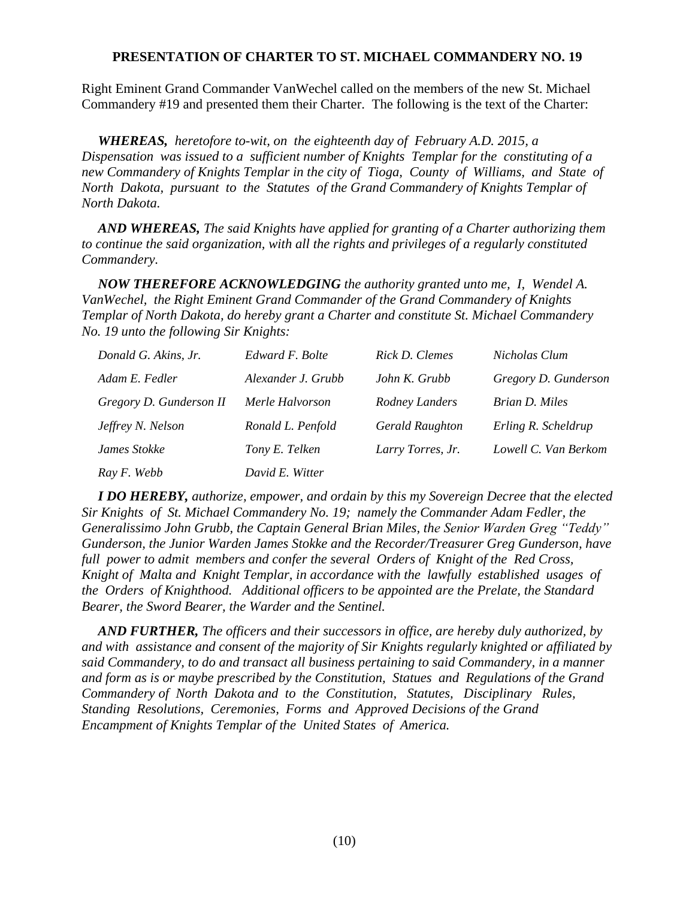**PRESENTATION OF CHARTER TO ST. MICHAEL COMMANDERY NO. 19**

Right Eminent Grand Commander VanWechel called on the members of the new St. Michael Commandery #19 and presented them their Charter. The following is the text of the Charter:

***WHEREAS,*** *heretofore to-wit, on the eighteenth day of February A.D. 2015, a Dispensation was issued to a sufficient number of Knights Templar for the constituting of a new Commandery of Knights Templar in the city of Tioga, County of Williams, and State of North Dakota, pursuant to the Statutes of the Grand Commandery of Knights Templar of North Dakota.*

***AND WHEREAS,*** *The said Knights have applied for granting of a Charter authorizing them to continue the said organization, with all the rights and privileges of a regularly constituted Commandery.*

***NOW THEREFORE ACKNOWLEDGING*** *the authority granted unto me, I, Wendel A. VanWechel, the Right Eminent Grand Commander of the Grand Commandery of Knights Templar of North Dakota, do hereby grant a Charter and constitute St. Michael Commandery No. 19 unto the following Sir Knights:*

| | | | |
|---|---|---|---|
| *Donald G. Akins, Jr.* | *Edward F. Bolte* | *Rick D. Clemes* | *Nicholas Clum* |
| *Adam E. Fedler* | *Alexander J. Grubb* | *John K. Grubb* | *Gregory D. Gunderson* |
| *Gregory D. Gunderson II* | *Merle Halvorson* | *Rodney Landers* | *Brian D. Miles* |
| *Jeffrey N. Nelson* | *Ronald L. Penfold* | *Gerald Raughton* | *Erling R. Scheldrup* |
| *James Stokke* | *Tony E. Telken* | *Larry Torres, Jr.* | *Lowell C. Van Berkom* |
| *Ray F. Webb* | *David E. Witter* | | |

***I DO HEREBY,*** *authorize, empower, and ordain by this my Sovereign Decree that the elected Sir Knights of St. Michael Commandery No. 19; namely the Commander Adam Fedler, the Generalissimo John Grubb, the Captain General Brian Miles, the Senior Warden Greg "Teddy" Gunderson, the Junior Warden James Stokke and the Recorder/Treasurer Greg Gunderson, have full power to admit members and confer the several Orders of Knight of the Red Cross, Knight of Malta and Knight Templar, in accordance with the lawfully established usages of the Orders of Knighthood. Additional officers to be appointed are the Prelate, the Standard Bearer, the Sword Bearer, the Warder and the Sentinel.*

***AND FURTHER,*** *The officers and their successors in office, are hereby duly authorized, by and with assistance and consent of the majority of Sir Knights regularly knighted or affiliated by said Commandery, to do and transact all business pertaining to said Commandery, in a manner and form as is or maybe prescribed by the Constitution, Statues and Regulations of the Grand Commandery of North Dakota and to the Constitution, Statutes, Disciplinary Rules, Standing Resolutions, Ceremonies, Forms and Approved Decisions of the Grand Encampment of Knights Templar of the United States of America.*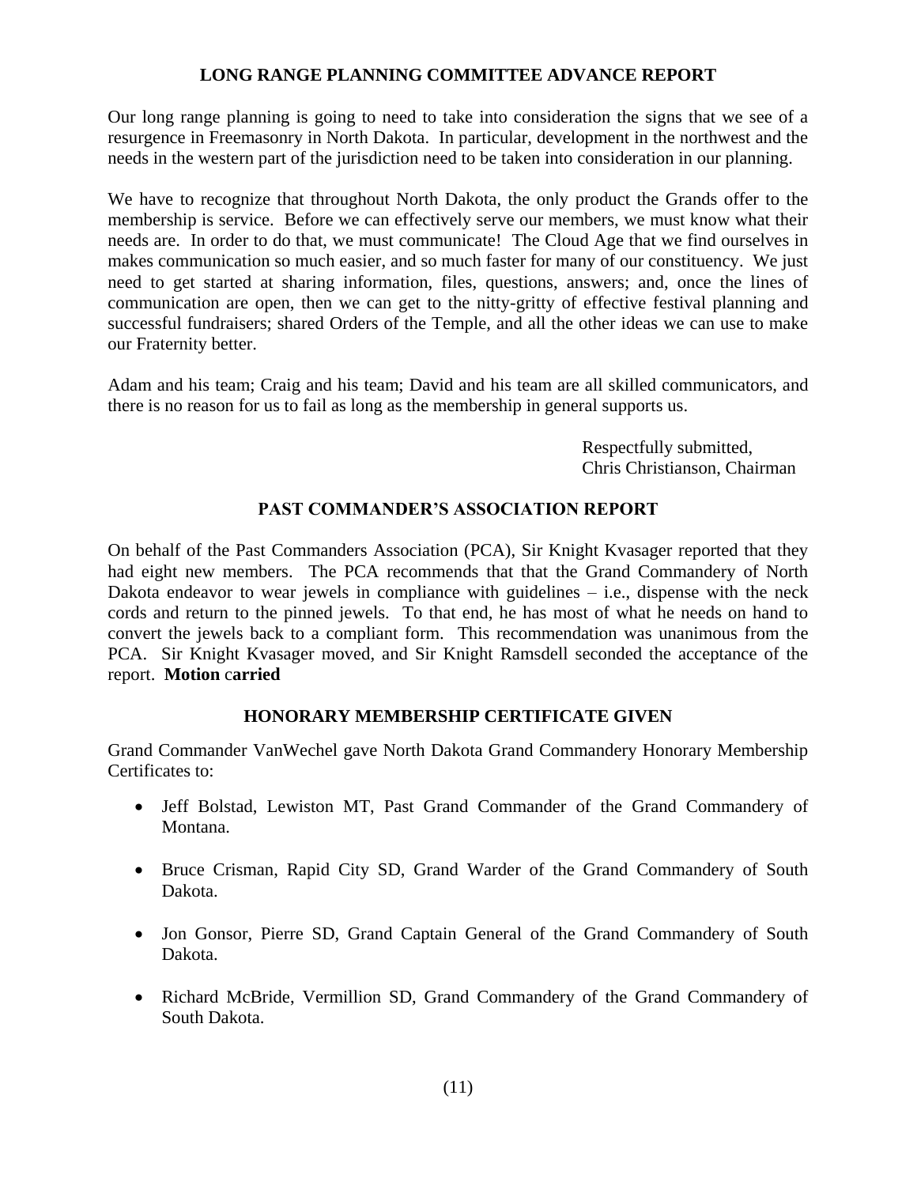## LONG RANGE PLANNING COMMITTEE ADVANCE REPORT

Our long range planning is going to need to take into consideration the signs that we see of a resurgence in Freemasonry in North Dakota. In particular, development in the northwest and the needs in the western part of the jurisdiction need to be taken into consideration in our planning.

We have to recognize that throughout North Dakota, the only product the Grands offer to the membership is service. Before we can effectively serve our members, we must know what their needs are. In order to do that, we must communicate! The Cloud Age that we find ourselves in makes communication so much easier, and so much faster for many of our constituency. We just need to get started at sharing information, files, questions, answers; and, once the lines of communication are open, then we can get to the nitty-gritty of effective festival planning and successful fundraisers; shared Orders of the Temple, and all the other ideas we can use to make our Fraternity better.

Adam and his team; Craig and his team; David and his team are all skilled communicators, and there is no reason for us to fail as long as the membership in general supports us.

Respectfully submitted,
Chris Christianson, Chairman

## PAST COMMANDER'S ASSOCIATION REPORT

On behalf of the Past Commanders Association (PCA), Sir Knight Kvasager reported that they had eight new members. The PCA recommends that that the Grand Commandery of North Dakota endeavor to wear jewels in compliance with guidelines – i.e., dispense with the neck cords and return to the pinned jewels. To that end, he has most of what he needs on hand to convert the jewels back to a compliant form. This recommendation was unanimous from the PCA. Sir Knight Kvasager moved, and Sir Knight Ramsdell seconded the acceptance of the report. **Motion** c**arried**

## HONORARY MEMBERSHIP CERTIFICATE GIVEN

Grand Commander VanWechel gave North Dakota Grand Commandery Honorary Membership Certificates to:

- Jeff Bolstad, Lewiston MT, Past Grand Commander of the Grand Commandery of Montana.
- Bruce Crisman, Rapid City SD, Grand Warder of the Grand Commandery of South Dakota.
- Jon Gonsor, Pierre SD, Grand Captain General of the Grand Commandery of South Dakota.
- Richard McBride, Vermillion SD, Grand Commandery of the Grand Commandery of South Dakota.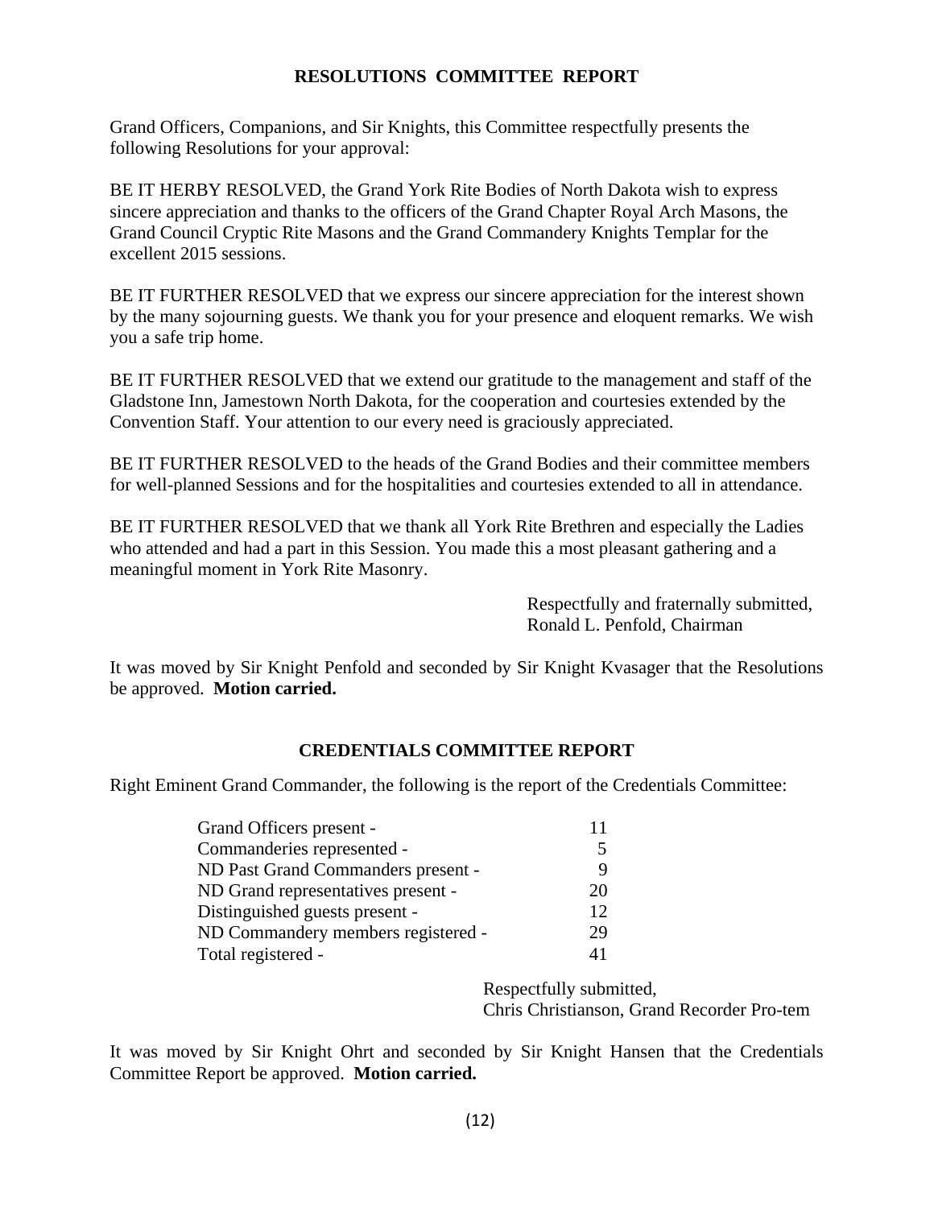## RESOLUTIONS COMMITTEE REPORT

Grand Officers, Companions, and Sir Knights, this Committee respectfully presents the following Resolutions for your approval:

BE IT HERBY RESOLVED, the Grand York Rite Bodies of North Dakota wish to express sincere appreciation and thanks to the officers of the Grand Chapter Royal Arch Masons, the Grand Council Cryptic Rite Masons and the Grand Commandery Knights Templar for the excellent 2015 sessions.

BE IT FURTHER RESOLVED that we express our sincere appreciation for the interest shown by the many sojourning guests. We thank you for your presence and eloquent remarks. We wish you a safe trip home.

BE IT FURTHER RESOLVED that we extend our gratitude to the management and staff of the Gladstone Inn, Jamestown North Dakota, for the cooperation and courtesies extended by the Convention Staff. Your attention to our every need is graciously appreciated.

BE IT FURTHER RESOLVED to the heads of the Grand Bodies and their committee members for well-planned Sessions and for the hospitalities and courtesies extended to all in attendance.

BE IT FURTHER RESOLVED that we thank all York Rite Brethren and especially the Ladies who attended and had a part in this Session. You made this a most pleasant gathering and a meaningful moment in York Rite Masonry.

Respectfully and fraternally submitted,
Ronald L. Penfold, Chairman

It was moved by Sir Knight Penfold and seconded by Sir Knight Kvasager that the Resolutions be approved. **Motion carried.**

## CREDENTIALS COMMITTEE REPORT

Right Eminent Grand Commander, the following is the report of the Credentials Committee:

| | |
|---|---|
| Grand Officers present - | 11 |
| Commanderies represented - | 5 |
| ND Past Grand Commanders present - | 9 |
| ND Grand representatives present - | 20 |
| Distinguished guests present - | 12 |
| ND Commandery members registered - | 29 |
| Total registered - | 41 |

Respectfully submitted,
Chris Christianson, Grand Recorder Pro-tem

It was moved by Sir Knight Ohrt and seconded by Sir Knight Hansen that the Credentials Committee Report be approved. **Motion carried.**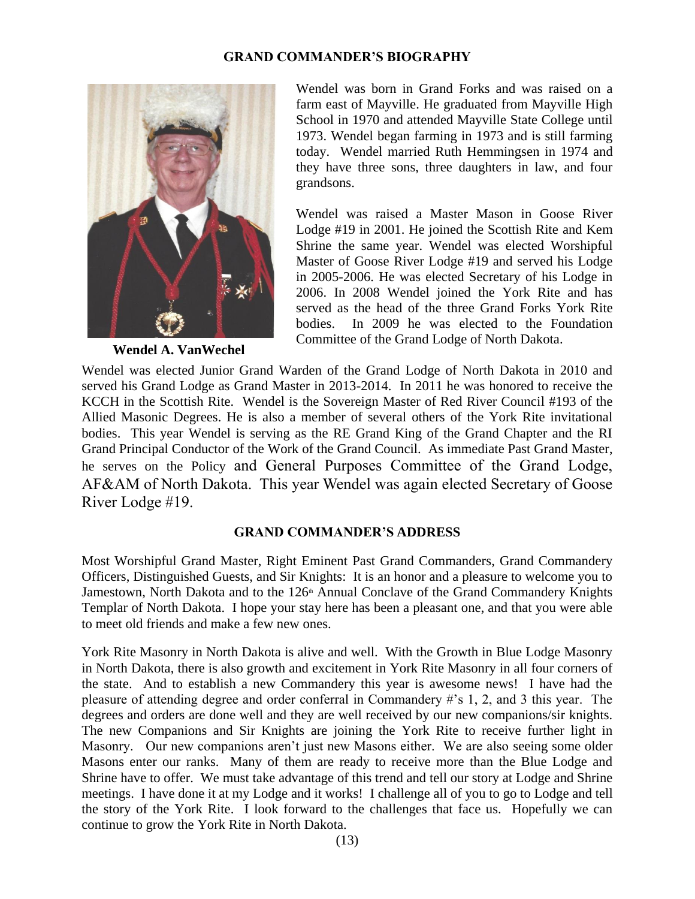## GRAND COMMANDER'S BIOGRAPHY

**Wendel A. VanWechel**

Wendel was born in Grand Forks and was raised on a farm east of Mayville. He graduated from Mayville High School in 1970 and attended Mayville State College until 1973. Wendel began farming in 1973 and is still farming today. Wendel married Ruth Hemmingsen in 1974 and they have three sons, three daughters in law, and four grandsons.

Wendel was raised a Master Mason in Goose River Lodge #19 in 2001. He joined the Scottish Rite and Kem Shrine the same year. Wendel was elected Worshipful Master of Goose River Lodge #19 and served his Lodge in 2005-2006. He was elected Secretary of his Lodge in 2006. In 2008 Wendel joined the York Rite and has served as the head of the three Grand Forks York Rite bodies. In 2009 he was elected to the Foundation Committee of the Grand Lodge of North Dakota. Wendel was elected Junior Grand Warden of the Grand Lodge of North Dakota in 2010 and served his Grand Lodge as Grand Master in 2013-2014. In 2011 he was honored to receive the KCCH in the Scottish Rite. Wendel is the Sovereign Master of Red River Council #193 of the Allied Masonic Degrees. He is also a member of several others of the York Rite invitational bodies. This year Wendel is serving as the RE Grand King of the Grand Chapter and the RI Grand Principal Conductor of the Work of the Grand Council. As immediate Past Grand Master, he serves on the Policy and General Purposes Committee of the Grand Lodge, AF&AM of North Dakota. This year Wendel was again elected Secretary of Goose River Lodge #19.

## GRAND COMMANDER'S ADDRESS

Most Worshipful Grand Master, Right Eminent Past Grand Commanders, Grand Commandery Officers, Distinguished Guests, and Sir Knights: It is an honor and a pleasure to welcome you to Jamestown, North Dakota and to the 126th Annual Conclave of the Grand Commandery Knights Templar of North Dakota. I hope your stay here has been a pleasant one, and that you were able to meet old friends and make a few new ones.

York Rite Masonry in North Dakota is alive and well. With the Growth in Blue Lodge Masonry in North Dakota, there is also growth and excitement in York Rite Masonry in all four corners of the state. And to establish a new Commandery this year is awesome news! I have had the pleasure of attending degree and order conferral in Commandery #'s 1, 2, and 3 this year. The degrees and orders are done well and they are well received by our new companions/sir knights. The new Companions and Sir Knights are joining the York Rite to receive further light in Masonry. Our new companions aren't just new Masons either. We are also seeing some older Masons enter our ranks. Many of them are ready to receive more than the Blue Lodge and Shrine have to offer. We must take advantage of this trend and tell our story at Lodge and Shrine meetings. I have done it at my Lodge and it works! I challenge all of you to go to Lodge and tell the story of the York Rite. I look forward to the challenges that face us. Hopefully we can continue to grow the York Rite in North Dakota.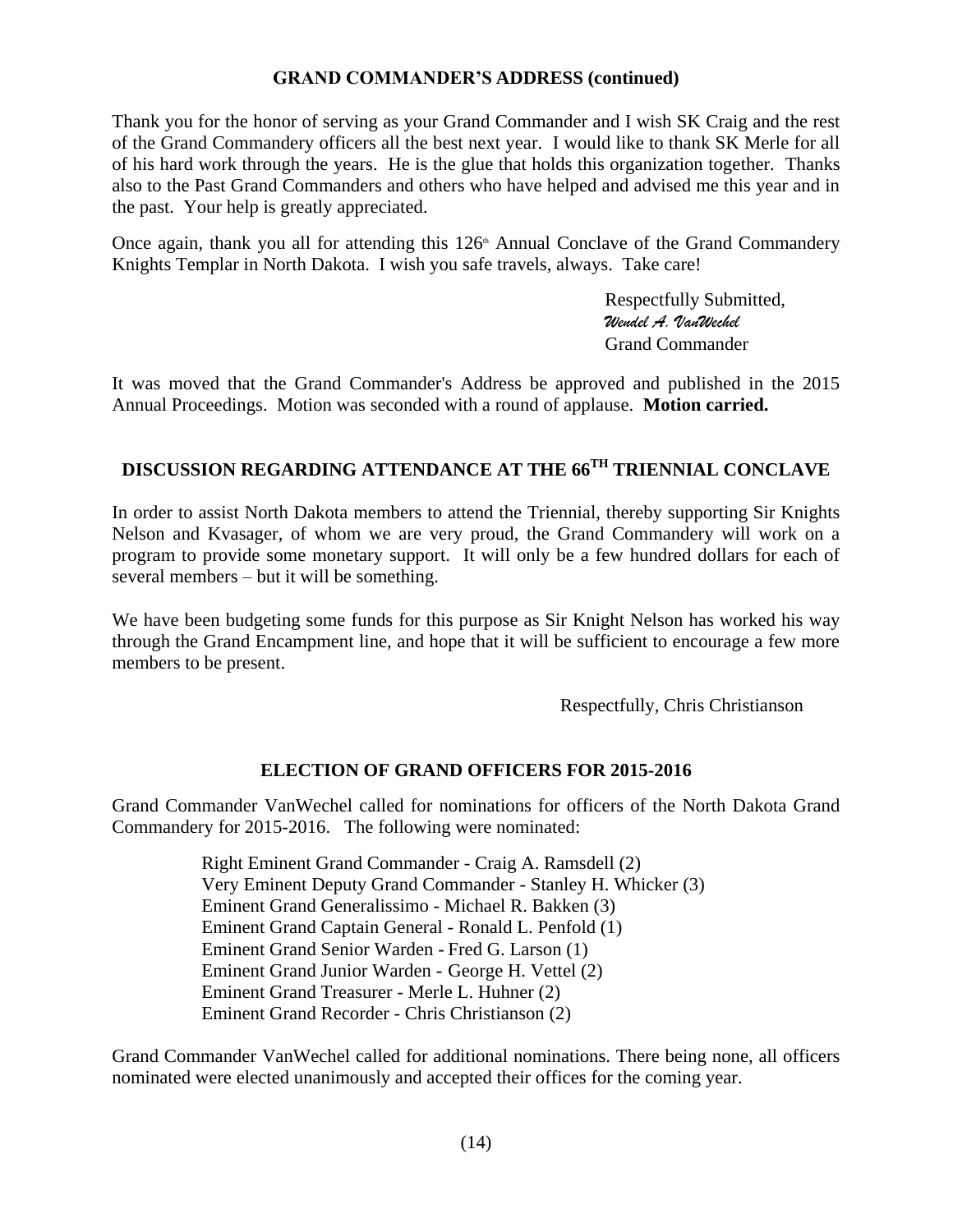## GRAND COMMANDER'S ADDRESS (continued)

Thank you for the honor of serving as your Grand Commander and I wish SK Craig and the rest of the Grand Commandery officers all the best next year. I would like to thank SK Merle for all of his hard work through the years. He is the glue that holds this organization together. Thanks also to the Past Grand Commanders and others who have helped and advised me this year and in the past. Your help is greatly appreciated.

Once again, thank you all for attending this 126th Annual Conclave of the Grand Commandery Knights Templar in North Dakota. I wish you safe travels, always. Take care!

Respectfully Submitted,
*Wendel A. VanWechel*
Grand Commander

It was moved that the Grand Commander's Address be approved and published in the 2015 Annual Proceedings. Motion was seconded with a round of applause. **Motion carried.**

## DISCUSSION REGARDING ATTENDANCE AT THE 66TH TRIENNIAL CONCLAVE

In order to assist North Dakota members to attend the Triennial, thereby supporting Sir Knights Nelson and Kvasager, of whom we are very proud, the Grand Commandery will work on a program to provide some monetary support. It will only be a few hundred dollars for each of several members – but it will be something.

We have been budgeting some funds for this purpose as Sir Knight Nelson has worked his way through the Grand Encampment line, and hope that it will be sufficient to encourage a few more members to be present.

Respectfully, Chris Christianson

## ELECTION OF GRAND OFFICERS FOR 2015-2016

Grand Commander VanWechel called for nominations for officers of the North Dakota Grand Commandery for 2015-2016. The following were nominated:

Right Eminent Grand Commander - Craig A. Ramsdell (2)
Very Eminent Deputy Grand Commander - Stanley H. Whicker (3)
Eminent Grand Generalissimo - Michael R. Bakken (3)
Eminent Grand Captain General - Ronald L. Penfold (1)
Eminent Grand Senior Warden - Fred G. Larson (1)
Eminent Grand Junior Warden - George H. Vettel (2)
Eminent Grand Treasurer - Merle L. Huhner (2)
Eminent Grand Recorder - Chris Christianson (2)

Grand Commander VanWechel called for additional nominations. There being none, all officers nominated were elected unanimously and accepted their offices for the coming year.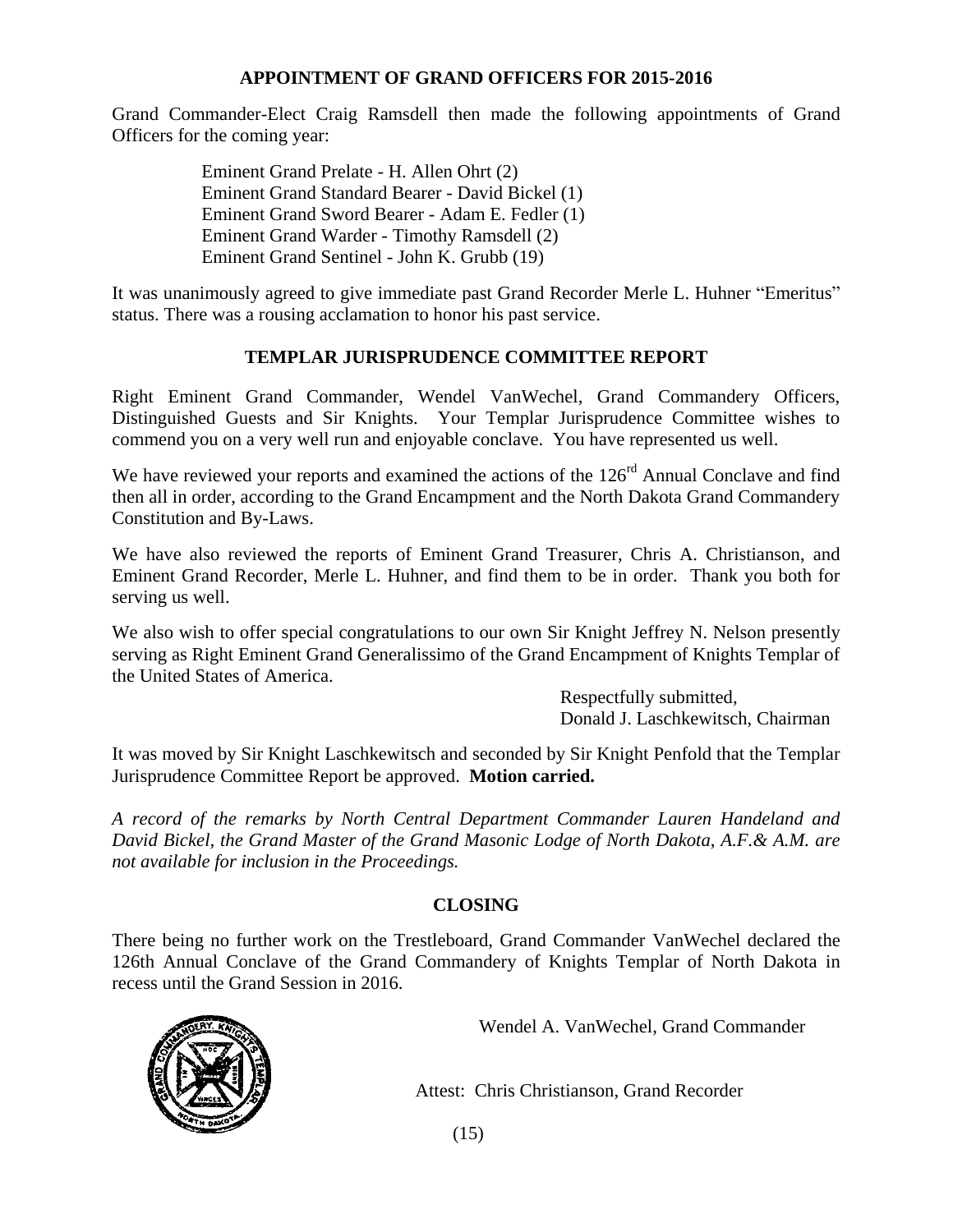## APPOINTMENT OF GRAND OFFICERS FOR 2015-2016

Grand Commander-Elect Craig Ramsdell then made the following appointments of Grand Officers for the coming year:

Eminent Grand Prelate - H. Allen Ohrt (2)
Eminent Grand Standard Bearer - David Bickel (1)
Eminent Grand Sword Bearer - Adam E. Fedler (1)
Eminent Grand Warder - Timothy Ramsdell (2)
Eminent Grand Sentinel - John K. Grubb (19)

It was unanimously agreed to give immediate past Grand Recorder Merle L. Huhner "Emeritus" status. There was a rousing acclamation to honor his past service.

## TEMPLAR JURISPRUDENCE COMMITTEE REPORT

Right Eminent Grand Commander, Wendel VanWechel, Grand Commandery Officers, Distinguished Guests and Sir Knights. Your Templar Jurisprudence Committee wishes to commend you on a very well run and enjoyable conclave. You have represented us well.

We have reviewed your reports and examined the actions of the 126th Annual Conclave and find then all in order, according to the Grand Encampment and the North Dakota Grand Commandery Constitution and By-Laws.

We have also reviewed the reports of Eminent Grand Treasurer, Chris A. Christianson, and Eminent Grand Recorder, Merle L. Huhner, and find them to be in order. Thank you both for serving us well.

We also wish to offer special congratulations to our own Sir Knight Jeffrey N. Nelson presently serving as Right Eminent Grand Generalissimo of the Grand Encampment of Knights Templar of the United States of America.

Respectfully submitted,
Donald J. Laschkewitsch, Chairman

It was moved by Sir Knight Laschkewitsch and seconded by Sir Knight Penfold that the Templar Jurisprudence Committee Report be approved. **Motion carried.**

*A record of the remarks by North Central Department Commander Lauren Handeland and David Bickel, the Grand Master of the Grand Masonic Lodge of North Dakota, A.F.& A.M. are not available for inclusion in the Proceedings.*

## CLOSING

There being no further work on the Trestleboard, Grand Commander VanWechel declared the 126th Annual Conclave of the Grand Commandery of Knights Templar of North Dakota in recess until the Grand Session in 2016.

Wendel A. VanWechel, Grand Commander

Attest: Chris Christianson, Grand Recorder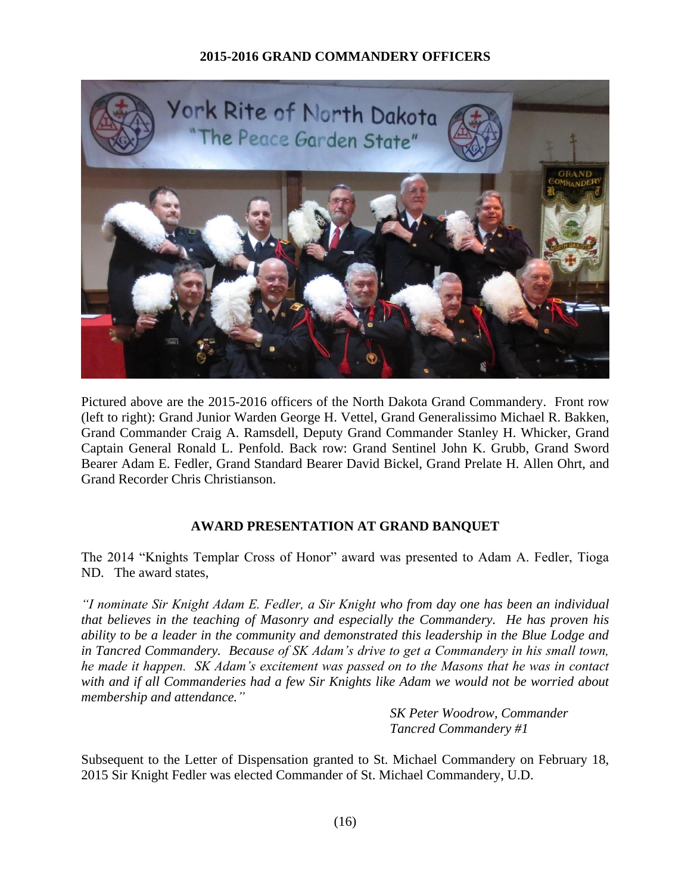## 2015-2016 GRAND COMMANDERY OFFICERS

Pictured above are the 2015-2016 officers of the North Dakota Grand Commandery. Front row (left to right): Grand Junior Warden George H. Vettel, Grand Generalissimo Michael R. Bakken, Grand Commander Craig A. Ramsdell, Deputy Grand Commander Stanley H. Whicker, Grand Captain General Ronald L. Penfold. Back row: Grand Sentinel John K. Grubb, Grand Sword Bearer Adam E. Fedler, Grand Standard Bearer David Bickel, Grand Prelate H. Allen Ohrt, and Grand Recorder Chris Christianson.

## AWARD PRESENTATION AT GRAND BANQUET

The 2014 "Knights Templar Cross of Honor" award was presented to Adam A. Fedler, Tioga ND. The award states,

*"I nominate Sir Knight Adam E. Fedler, a Sir Knight who from day one has been an individual that believes in the teaching of Masonry and especially the Commandery. He has proven his ability to be a leader in the community and demonstrated this leadership in the Blue Lodge and in Tancred Commandery. Because of SK Adam's drive to get a Commandery in his small town, he made it happen. SK Adam's excitement was passed on to the Masons that he was in contact with and if all Commanderies had a few Sir Knights like Adam we would not be worried about membership and attendance."*

*SK Peter Woodrow, Commander*
*Tancred Commandery #1*

Subsequent to the Letter of Dispensation granted to St. Michael Commandery on February 18, 2015 Sir Knight Fedler was elected Commander of St. Michael Commandery, U.D.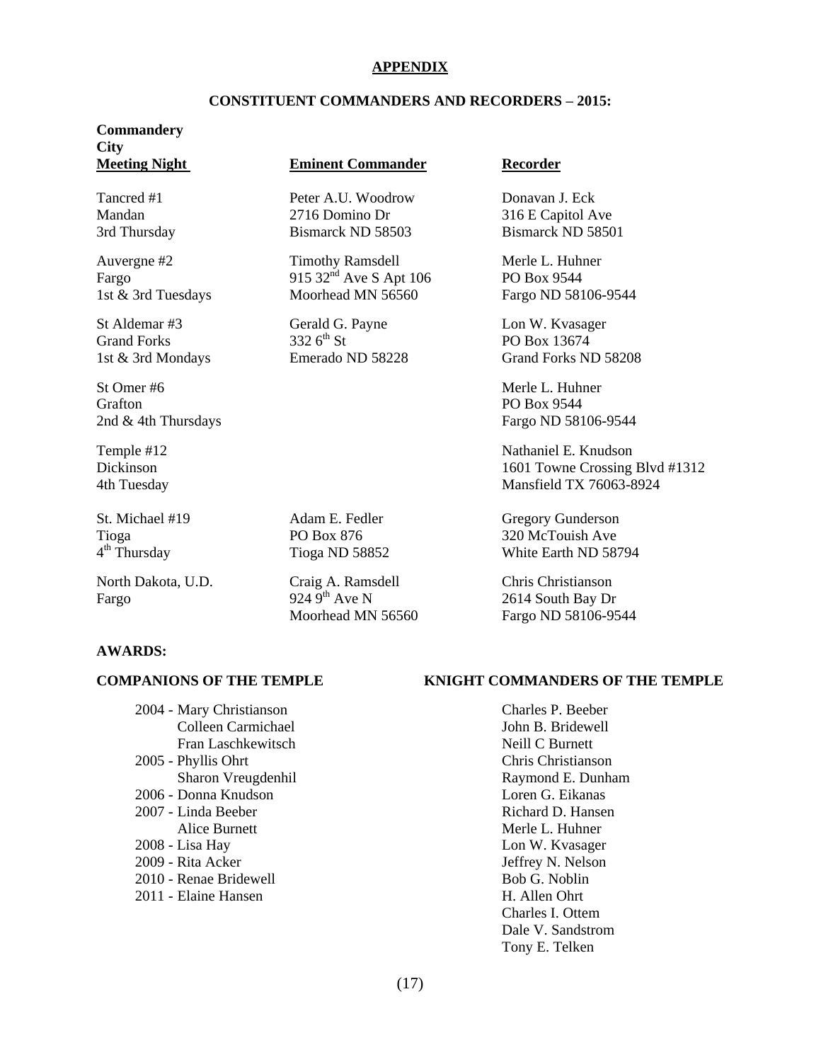# APPENDIX

## CONSTITUENT COMMANDERS AND RECORDERS – 2015:

| Commandery<br>City<br>Meeting Night | Eminent Commander | Recorder |
|---|---|---|
| Tancred #1<br>Mandan<br>3rd Thursday | Peter A.U. Woodrow<br>2716 Domino Dr<br>Bismarck ND 58503 | Donavan J. Eck<br>316 E Capitol Ave<br>Bismarck ND 58501 |
| Auvergne #2<br>Fargo<br>1st & 3rd Tuesdays | Timothy Ramsdell<br>915 32nd Ave S Apt 106<br>Moorhead MN 56560 | Merle L. Huhner<br>PO Box 9544<br>Fargo ND 58106-9544 |
| St Aldemar #3<br>Grand Forks<br>1st & 3rd Mondays | Gerald G. Payne<br>332 6th St<br>Emerado ND 58228 | Lon W. Kvasager<br>PO Box 13674<br>Grand Forks ND 58208 |
| St Omer #6<br>Grafton<br>2nd & 4th Thursdays | | Merle L. Huhner<br>PO Box 9544<br>Fargo ND 58106-9544 |
| Temple #12<br>Dickinson<br>4th Tuesday | | Nathaniel E. Knudson<br>1601 Towne Crossing Blvd #1312<br>Mansfield TX 76063-8924 |
| St. Michael #19<br>Tioga<br>4th Thursday | Adam E. Fedler<br>PO Box 876<br>Tioga ND 58852 | Gregory Gunderson<br>320 McTouish Ave<br>White Earth ND 58794 |
| North Dakota, U.D.<br>Fargo | Craig A. Ramsdell<br>924 9th Ave N<br>Moorhead MN 56560 | Chris Christianson<br>2614 South Bay Dr<br>Fargo ND 58106-9544 |

## AWARDS:

### COMPANIONS OF THE TEMPLE

2004 - Mary Christianson
       Colleen Carmichael
       Fran Laschkewitsch
2005 - Phyllis Ohrt
       Sharon Vreugdenhil
2006 - Donna Knudson
2007 - Linda Beeber
       Alice Burnett
2008 - Lisa Hay
2009 - Rita Acker
2010 - Renae Bridewell
2011 - Elaine Hansen

### KNIGHT COMMANDERS OF THE TEMPLE

Charles P. Beeber
John B. Bridewell
Neill C Burnett
Chris Christianson
Raymond E. Dunham
Loren G. Eikanas
Richard D. Hansen
Merle L. Huhner
Lon W. Kvasager
Jeffrey N. Nelson
Bob G. Noblin
H. Allen Ohrt
Charles I. Ottem
Dale V. Sandstrom
Tony E. Telken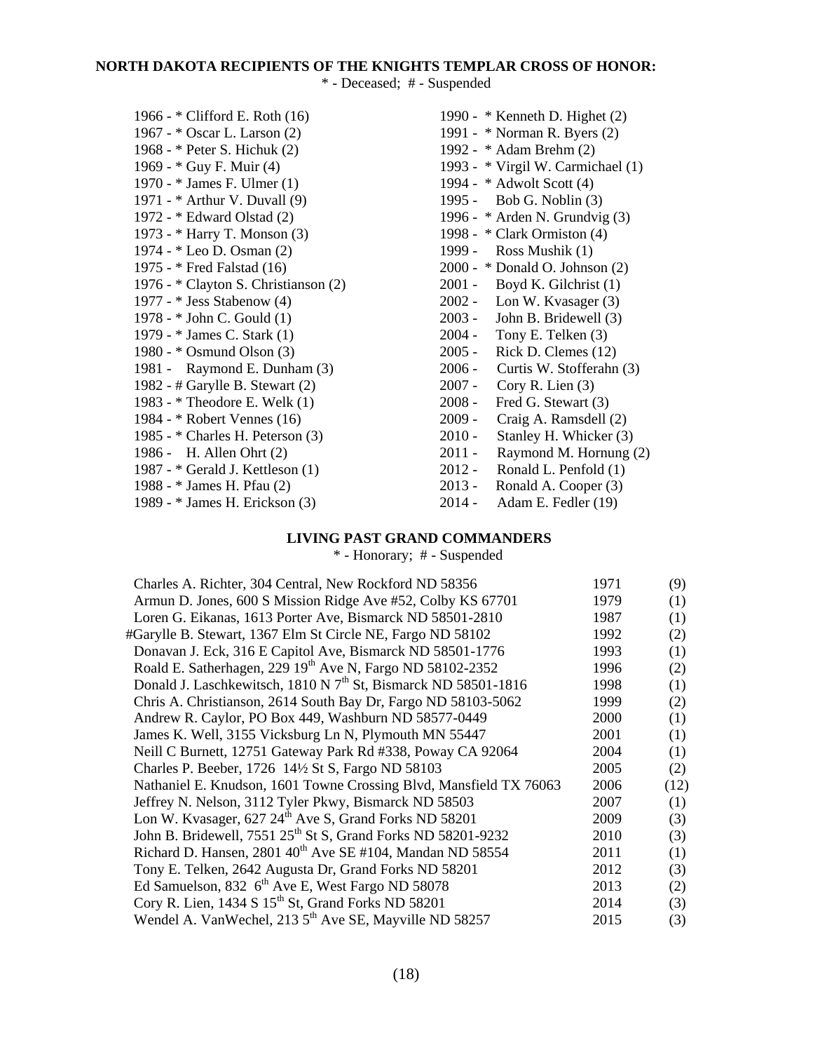## NORTH DAKOTA RECIPIENTS OF THE KNIGHTS TEMPLAR CROSS OF HONOR:

\* - Deceased; # - Suspended

- 1966 - \* Clifford E. Roth (16)
- 1967 - \* Oscar L. Larson (2)
- 1968 - \* Peter S. Hichuk (2)
- 1969 - \* Guy F. Muir (4)
- 1970 - \* James F. Ulmer (1)
- 1971 - \* Arthur V. Duvall (9)
- 1972 - \* Edward Olstad (2)
- 1973 - \* Harry T. Monson (3)
- 1974 - \* Leo D. Osman (2)
- 1975 - \* Fred Falstad (16)
- 1976 - \* Clayton S. Christianson (2)
- 1977 - \* Jess Stabenow (4)
- 1978 - \* John C. Gould (1)
- 1979 - \* James C. Stark (1)
- 1980 - \* Osmund Olson (3)
- 1981 - Raymond E. Dunham (3)
- 1982 - # Garylle B. Stewart (2)
- 1983 - \* Theodore E. Welk (1)
- 1984 - \* Robert Vennes (16)
- 1985 - \* Charles H. Peterson (3)
- 1986 - H. Allen Ohrt (2)
- 1987 - \* Gerald J. Kettleson (1)
- 1988 - \* James H. Pfau (2)
- 1989 - \* James H. Erickson (3)
- 1990 - \* Kenneth D. Highet (2)
- 1991 - \* Norman R. Byers (2)
- 1992 - \* Adam Brehm (2)
- 1993 - \* Virgil W. Carmichael (1)
- 1994 - \* Adwolt Scott (4)
- 1995 - Bob G. Noblin (3)
- 1996 - \* Arden N. Grundvig (3)
- 1998 - \* Clark Ormiston (4)
- 1999 - Ross Mushik (1)
- 2000 - \* Donald O. Johnson (2)
- 2001 - Boyd K. Gilchrist (1)
- 2002 - Lon W. Kvasager (3)
- 2003 - John B. Bridewell (3)
- 2004 - Tony E. Telken (3)
- 2005 - Rick D. Clemes (12)
- 2006 - Curtis W. Stofferahn (3)
- 2007 - Cory R. Lien (3)
- 2008 - Fred G. Stewart (3)
- 2009 - Craig A. Ramsdell (2)
- 2010 - Stanley H. Whicker (3)
- 2011 - Raymond M. Hornung (2)
- 2012 - Ronald L. Penfold (1)
- 2013 - Ronald A. Cooper (3)
- 2014 - Adam E. Fedler (19)

## LIVING PAST GRAND COMMANDERS

\* - Honorary; # - Suspended

| Name and Address | Year | |
|---|---|---|
| Charles A. Richter, 304 Central, New Rockford ND 58356 | 1971 | (9) |
| Armun D. Jones, 600 S Mission Ridge Ave #52, Colby KS 67701 | 1979 | (1) |
| Loren G. Eikanas, 1613 Porter Ave, Bismarck ND 58501-2810 | 1987 | (1) |
| #Garylle B. Stewart, 1367 Elm St Circle NE, Fargo ND 58102 | 1992 | (2) |
| Donavan J. Eck, 316 E Capitol Ave, Bismarck ND 58501-1776 | 1993 | (1) |
| Roald E. Satherhagen, 229 19th Ave N, Fargo ND 58102-2352 | 1996 | (2) |
| Donald J. Laschkewitsch, 1810 N 7th St, Bismarck ND 58501-1816 | 1998 | (1) |
| Chris A. Christianson, 2614 South Bay Dr, Fargo ND 58103-5062 | 1999 | (2) |
| Andrew R. Caylor, PO Box 449, Washburn ND 58577-0449 | 2000 | (1) |
| James K. Well, 3155 Vicksburg Ln N, Plymouth MN 55447 | 2001 | (1) |
| Neill C Burnett, 12751 Gateway Park Rd #338, Poway CA 92064 | 2004 | (1) |
| Charles P. Beeber, 1726 14½ St S, Fargo ND 58103 | 2005 | (2) |
| Nathaniel E. Knudson, 1601 Towne Crossing Blvd, Mansfield TX 76063 | 2006 | (12) |
| Jeffrey N. Nelson, 3112 Tyler Pkwy, Bismarck ND 58503 | 2007 | (1) |
| Lon W. Kvasager, 627 24th Ave S, Grand Forks ND 58201 | 2009 | (3) |
| John B. Bridewell, 7551 25th St S, Grand Forks ND 58201-9232 | 2010 | (3) |
| Richard D. Hansen, 2801 40th Ave SE #104, Mandan ND 58554 | 2011 | (1) |
| Tony E. Telken, 2642 Augusta Dr, Grand Forks ND 58201 | 2012 | (3) |
| Ed Samuelson, 832 6th Ave E, West Fargo ND 58078 | 2013 | (2) |
| Cory R. Lien, 1434 S 15th St, Grand Forks ND 58201 | 2014 | (3) |
| Wendel A. VanWechel, 213 5th Ave SE, Mayville ND 58257 | 2015 | (3) |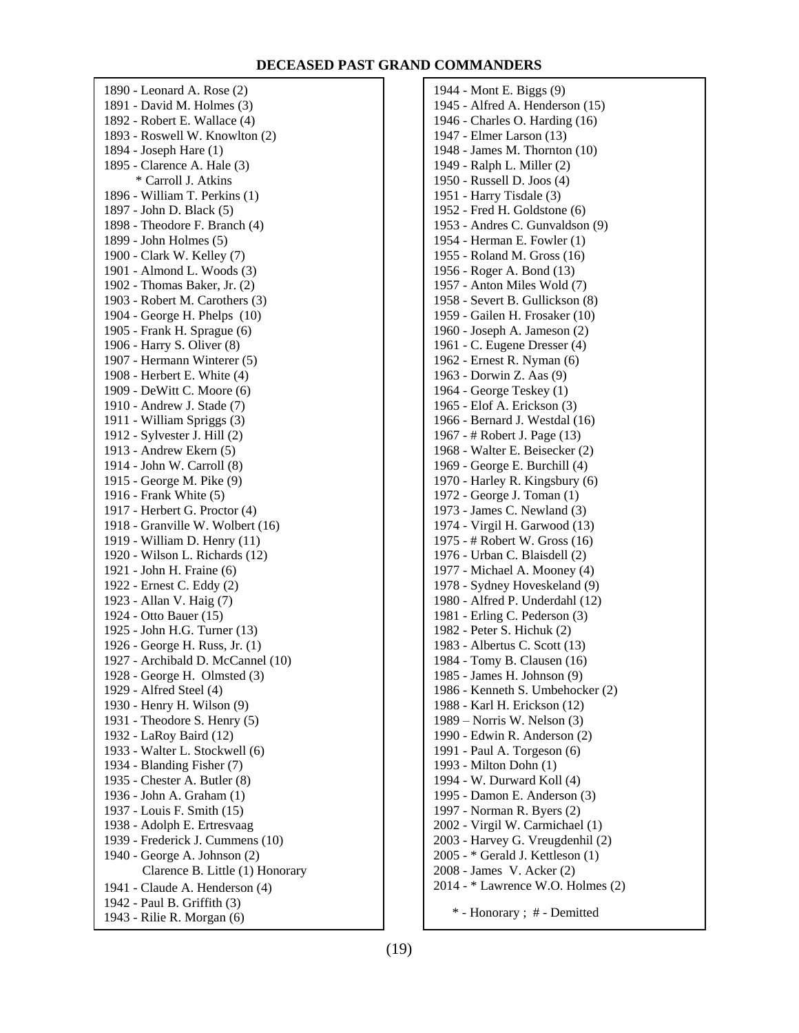# DECEASED PAST GRAND COMMANDERS

1890 - Leonard A. Rose (2)
1891 - David M. Holmes (3)
1892 - Robert E. Wallace (4)
1893 - Roswell W. Knowlton (2)
1894 - Joseph Hare (1)
1895 - Clarence A. Hale (3)
  * Carroll J. Atkins
1896 - William T. Perkins (1)
1897 - John D. Black (5)
1898 - Theodore F. Branch (4)
1899 - John Holmes (5)
1900 - Clark W. Kelley (7)
1901 - Almond L. Woods (3)
1902 - Thomas Baker, Jr. (2)
1903 - Robert M. Carothers (3)
1904 - George H. Phelps (10)
1905 - Frank H. Sprague (6)
1906 - Harry S. Oliver (8)
1907 - Hermann Winterer (5)
1908 - Herbert E. White (4)
1909 - DeWitt C. Moore (6)
1910 - Andrew J. Stade (7)
1911 - William Spriggs (3)
1912 - Sylvester J. Hill (2)
1913 - Andrew Ekern (5)
1914 - John W. Carroll (8)
1915 - George M. Pike (9)
1916 - Frank White (5)
1917 - Herbert G. Proctor (4)
1918 - Granville W. Wolbert (16)
1919 - William D. Henry (11)
1920 - Wilson L. Richards (12)
1921 - John H. Fraine (6)
1922 - Ernest C. Eddy (2)
1923 - Allan V. Haig (7)
1924 - Otto Bauer (15)
1925 - John H.G. Turner (13)
1926 - George H. Russ, Jr. (1)
1927 - Archibald D. McCannel (10)
1928 - George H. Olmsted (3)
1929 - Alfred Steel (4)
1930 - Henry H. Wilson (9)
1931 - Theodore S. Henry (5)
1932 - LaRoy Baird (12)
1933 - Walter L. Stockwell (6)
1934 - Blanding Fisher (7)
1935 - Chester A. Butler (8)
1936 - John A. Graham (1)
1937 - Louis F. Smith (15)
1938 - Adolph E. Ertresvaag
1939 - Frederick J. Cummens (10)
1940 - George A. Johnson (2)
  Clarence B. Little (1) Honorary
1941 - Claude A. Henderson (4)
1942 - Paul B. Griffith (3)
1943 - Rilie R. Morgan (6)
1944 - Mont E. Biggs (9)
1945 - Alfred A. Henderson (15)
1946 - Charles O. Harding (16)
1947 - Elmer Larson (13)
1948 - James M. Thornton (10)
1949 - Ralph L. Miller (2)
1950 - Russell D. Joos (4)
1951 - Harry Tisdale (3)
1952 - Fred H. Goldstone (6)
1953 - Andres C. Gunvaldson (9)
1954 - Herman E. Fowler (1)
1955 - Roland M. Gross (16)
1956 - Roger A. Bond (13)
1957 - Anton Miles Wold (7)
1958 - Severt B. Gullickson (8)
1959 - Gailen H. Frosaker (10)
1960 - Joseph A. Jameson (2)
1961 - C. Eugene Dresser (4)
1962 - Ernest R. Nyman (6)
1963 - Dorwin Z. Aas (9)
1964 - George Teskey (1)
1965 - Elof A. Erickson (3)
1966 - Bernard J. Westdal (16)
1967 - # Robert J. Page (13)
1968 - Walter E. Beisecker (2)
1969 - George E. Burchill (4)
1970 - Harley R. Kingsbury (6)
1972 - George J. Toman (1)
1973 - James C. Newland (3)
1974 - Virgil H. Garwood (13)
1975 - # Robert W. Gross (16)
1976 - Urban C. Blaisdell (2)
1977 - Michael A. Mooney (4)
1978 - Sydney Hoveskeland (9)
1980 - Alfred P. Underdahl (12)
1981 - Erling C. Pederson (3)
1982 - Peter S. Hichuk (2)
1983 - Albertus C. Scott (13)
1984 - Tomy B. Clausen (16)
1985 - James H. Johnson (9)
1986 - Kenneth S. Umbehocker (2)
1988 - Karl H. Erickson (12)
1989 – Norris W. Nelson (3)
1990 - Edwin R. Anderson (2)
1991 - Paul A. Torgeson (6)
1993 - Milton Dohn (1)
1994 - W. Durward Koll (4)
1995 - Damon E. Anderson (3)
1997 - Norman R. Byers (2)
2002 - Virgil W. Carmichael (1)
2003 - Harvey G. Vreugdenhil (2)
2005 - * Gerald J. Kettleson (1)
2008 - James V. Acker (2)
2014 - * Lawrence W.O. Holmes (2)

\* - Honorary ; # - Demitted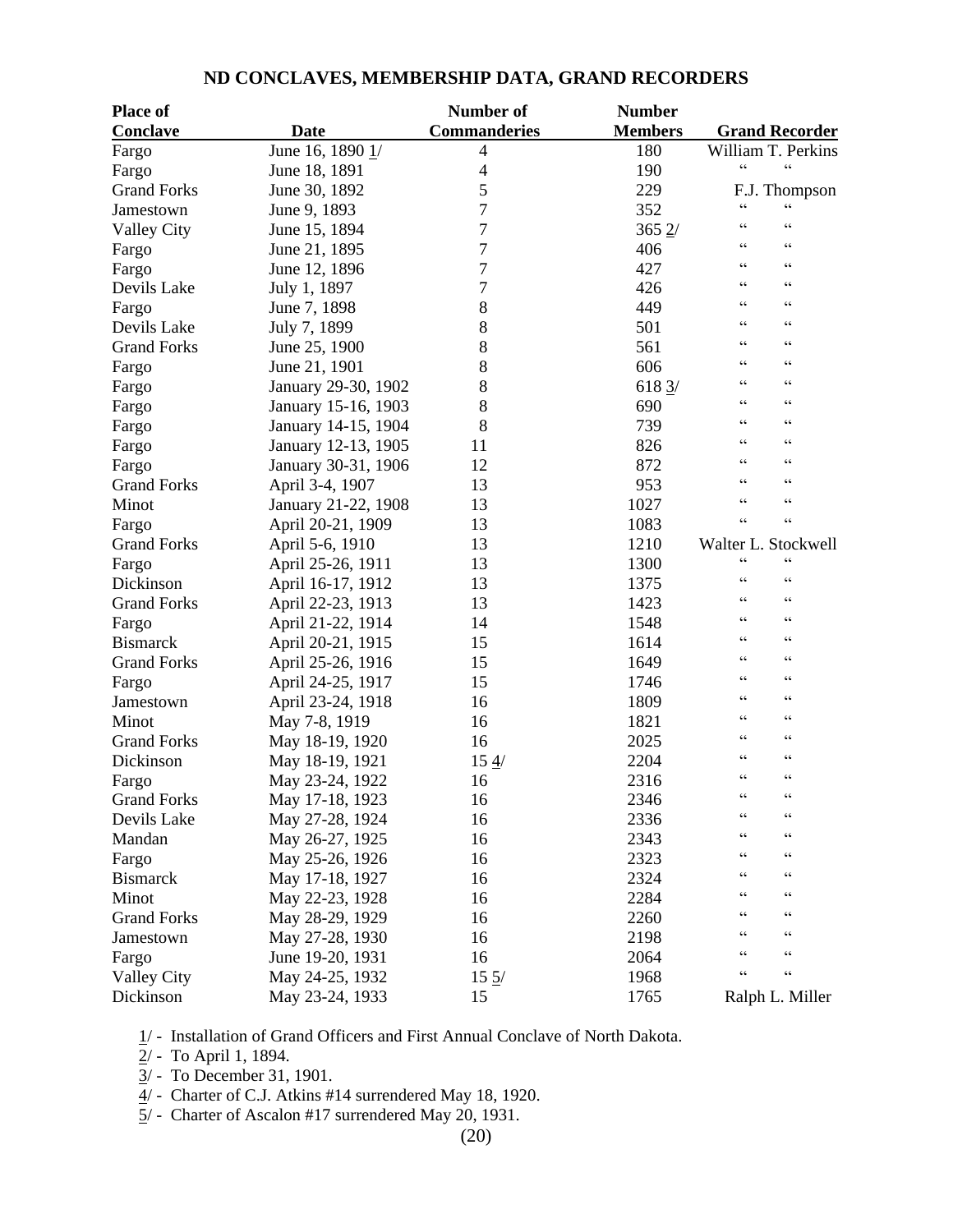# ND CONCLAVES, MEMBERSHIP DATA, GRAND RECORDERS

| Place of Conclave | Date | Number of Commanderies | Number Members | Grand Recorder |
|---|---|---|---|---|
| Fargo | June 16, 1890 1/ | 4 | 180 | William T. Perkins |
| Fargo | June 18, 1891 | 4 | 190 | " " |
| Grand Forks | June 30, 1892 | 5 | 229 | F.J. Thompson |
| Jamestown | June 9, 1893 | 7 | 352 | " " |
| Valley City | June 15, 1894 | 7 | 365 2/ | " " |
| Fargo | June 21, 1895 | 7 | 406 | " " |
| Fargo | June 12, 1896 | 7 | 427 | " " |
| Devils Lake | July 1, 1897 | 7 | 426 | " " |
| Fargo | June 7, 1898 | 8 | 449 | " " |
| Devils Lake | July 7, 1899 | 8 | 501 | " " |
| Grand Forks | June 25, 1900 | 8 | 561 | " " |
| Fargo | June 21, 1901 | 8 | 606 | " " |
| Fargo | January 29-30, 1902 | 8 | 618 3/ | " " |
| Fargo | January 15-16, 1903 | 8 | 690 | " " |
| Fargo | January 14-15, 1904 | 8 | 739 | " " |
| Fargo | January 12-13, 1905 | 11 | 826 | " " |
| Fargo | January 30-31, 1906 | 12 | 872 | " " |
| Grand Forks | April 3-4, 1907 | 13 | 953 | " " |
| Minot | January 21-22, 1908 | 13 | 1027 | " " |
| Fargo | April 20-21, 1909 | 13 | 1083 | " " |
| Grand Forks | April 5-6, 1910 | 13 | 1210 | Walter L. Stockwell |
| Fargo | April 25-26, 1911 | 13 | 1300 | " " |
| Dickinson | April 16-17, 1912 | 13 | 1375 | " " |
| Grand Forks | April 22-23, 1913 | 13 | 1423 | " " |
| Fargo | April 21-22, 1914 | 14 | 1548 | " " |
| Bismarck | April 20-21, 1915 | 15 | 1614 | " " |
| Grand Forks | April 25-26, 1916 | 15 | 1649 | " " |
| Fargo | April 24-25, 1917 | 15 | 1746 | " " |
| Jamestown | April 23-24, 1918 | 16 | 1809 | " " |
| Minot | May 7-8, 1919 | 16 | 1821 | " " |
| Grand Forks | May 18-19, 1920 | 16 | 2025 | " " |
| Dickinson | May 18-19, 1921 | 15 4/ | 2204 | " " |
| Fargo | May 23-24, 1922 | 16 | 2316 | " " |
| Grand Forks | May 17-18, 1923 | 16 | 2346 | " " |
| Devils Lake | May 27-28, 1924 | 16 | 2336 | " " |
| Mandan | May 26-27, 1925 | 16 | 2343 | " " |
| Fargo | May 25-26, 1926 | 16 | 2323 | " " |
| Bismarck | May 17-18, 1927 | 16 | 2324 | " " |
| Minot | May 22-23, 1928 | 16 | 2284 | " " |
| Grand Forks | May 28-29, 1929 | 16 | 2260 | " " |
| Jamestown | May 27-28, 1930 | 16 | 2198 | " " |
| Fargo | June 19-20, 1931 | 16 | 2064 | " " |
| Valley City | May 24-25, 1932 | 15 5/ | 1968 | " " |
| Dickinson | May 23-24, 1933 | 15 | 1765 | Ralph L. Miller |

1/ - Installation of Grand Officers and First Annual Conclave of North Dakota.

2/ - To April 1, 1894.

3/ - To December 31, 1901.

4/ - Charter of C.J. Atkins #14 surrendered May 18, 1920.

5/ - Charter of Ascalon #17 surrendered May 20, 1931.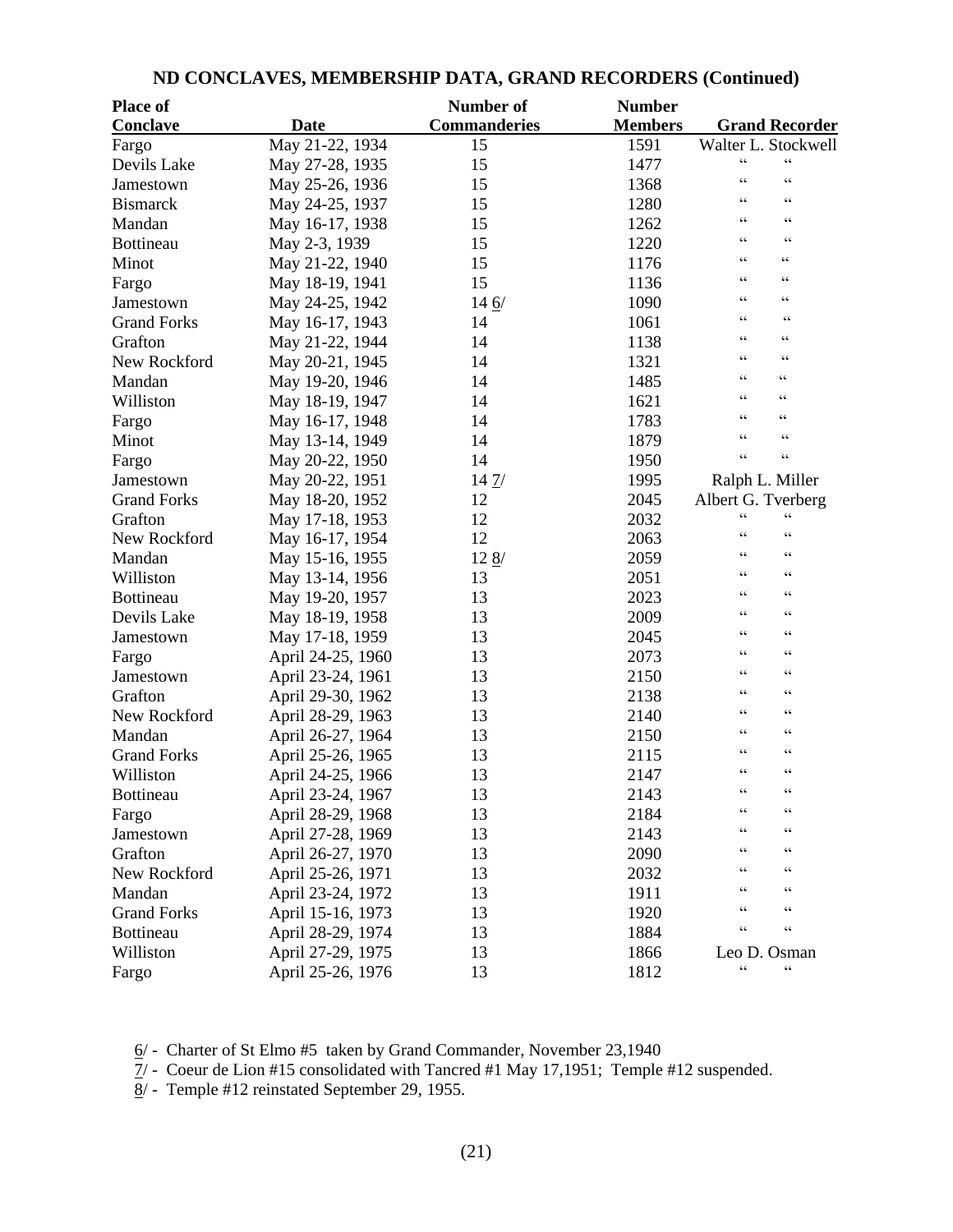## ND CONCLAVES, MEMBERSHIP DATA, GRAND RECORDERS (Continued)

| Place of Conclave | Date | Number of Commanderies | Number Members | Grand Recorder |
|---|---|---|---|---|
| Fargo | May 21-22, 1934 | 15 | 1591 | Walter L. Stockwell |
| Devils Lake | May 27-28, 1935 | 15 | 1477 | " " |
| Jamestown | May 25-26, 1936 | 15 | 1368 | " " |
| Bismarck | May 24-25, 1937 | 15 | 1280 | " " |
| Mandan | May 16-17, 1938 | 15 | 1262 | " " |
| Bottineau | May 2-3, 1939 | 15 | 1220 | " " |
| Minot | May 21-22, 1940 | 15 | 1176 | " " |
| Fargo | May 18-19, 1941 | 15 | 1136 | " " |
| Jamestown | May 24-25, 1942 | 14 6/ | 1090 | " " |
| Grand Forks | May 16-17, 1943 | 14 | 1061 | " " |
| Grafton | May 21-22, 1944 | 14 | 1138 | " " |
| New Rockford | May 20-21, 1945 | 14 | 1321 | " " |
| Mandan | May 19-20, 1946 | 14 | 1485 | " " |
| Williston | May 18-19, 1947 | 14 | 1621 | " " |
| Fargo | May 16-17, 1948 | 14 | 1783 | " " |
| Minot | May 13-14, 1949 | 14 | 1879 | " " |
| Fargo | May 20-22, 1950 | 14 | 1950 | " " |
| Jamestown | May 20-22, 1951 | 14 7/ | 1995 | Ralph L. Miller |
| Grand Forks | May 18-20, 1952 | 12 | 2045 | Albert G. Tverberg |
| Grafton | May 17-18, 1953 | 12 | 2032 | " " |
| New Rockford | May 16-17, 1954 | 12 | 2063 | " " |
| Mandan | May 15-16, 1955 | 12 8/ | 2059 | " " |
| Williston | May 13-14, 1956 | 13 | 2051 | " " |
| Bottineau | May 19-20, 1957 | 13 | 2023 | " " |
| Devils Lake | May 18-19, 1958 | 13 | 2009 | " " |
| Jamestown | May 17-18, 1959 | 13 | 2045 | " " |
| Fargo | April 24-25, 1960 | 13 | 2073 | " " |
| Jamestown | April 23-24, 1961 | 13 | 2150 | " " |
| Grafton | April 29-30, 1962 | 13 | 2138 | " " |
| New Rockford | April 28-29, 1963 | 13 | 2140 | " " |
| Mandan | April 26-27, 1964 | 13 | 2150 | " " |
| Grand Forks | April 25-26, 1965 | 13 | 2115 | " " |
| Williston | April 24-25, 1966 | 13 | 2147 | " " |
| Bottineau | April 23-24, 1967 | 13 | 2143 | " " |
| Fargo | April 28-29, 1968 | 13 | 2184 | " " |
| Jamestown | April 27-28, 1969 | 13 | 2143 | " " |
| Grafton | April 26-27, 1970 | 13 | 2090 | " " |
| New Rockford | April 25-26, 1971 | 13 | 2032 | " " |
| Mandan | April 23-24, 1972 | 13 | 1911 | " " |
| Grand Forks | April 15-16, 1973 | 13 | 1920 | " " |
| Bottineau | April 28-29, 1974 | 13 | 1884 | " " |
| Williston | April 27-29, 1975 | 13 | 1866 | Leo D. Osman |
| Fargo | April 25-26, 1976 | 13 | 1812 | " " |

6/ - Charter of St Elmo #5 taken by Grand Commander, November 23,1940

7/ - Coeur de Lion #15 consolidated with Tancred #1 May 17,1951; Temple #12 suspended.

8/ - Temple #12 reinstated September 29, 1955.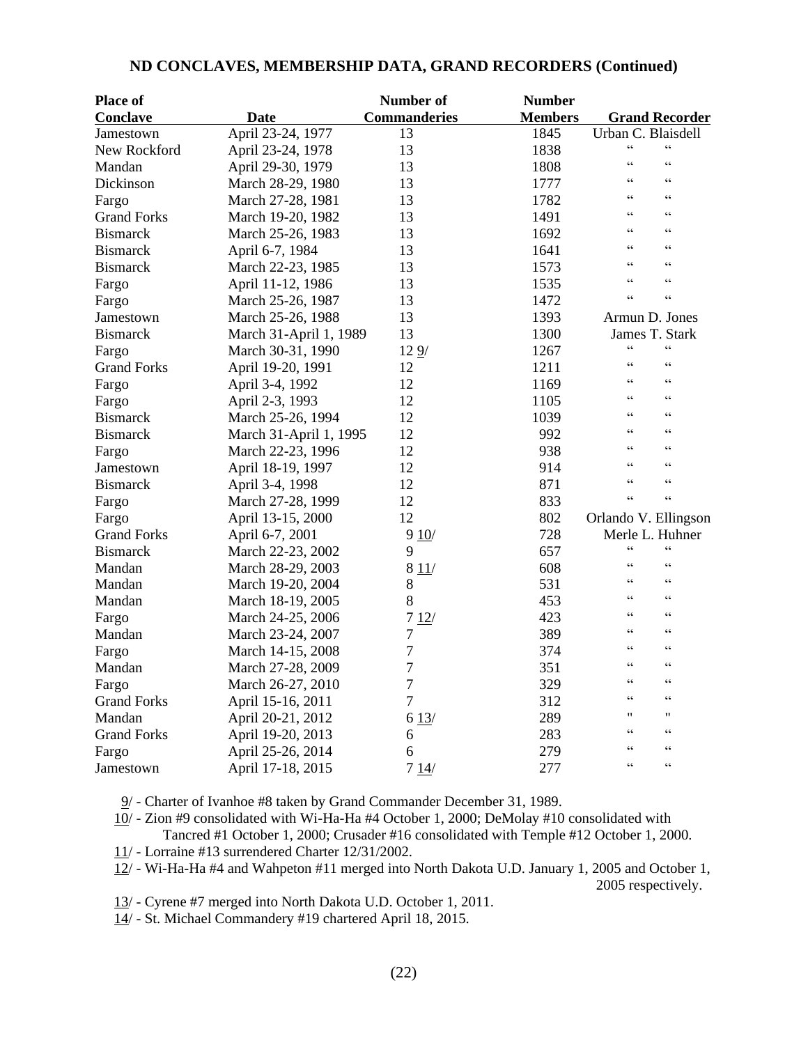## ND CONCLAVES, MEMBERSHIP DATA, GRAND RECORDERS (Continued)

| Place of Conclave | Date | Number of Commanderies | Number Members | Grand Recorder |
|---|---|---|---|---|
| Jamestown | April 23-24, 1977 | 13 | 1845 | Urban C. Blaisdell |
| New Rockford | April 23-24, 1978 | 13 | 1838 | " " |
| Mandan | April 29-30, 1979 | 13 | 1808 | " " |
| Dickinson | March 28-29, 1980 | 13 | 1777 | " " |
| Fargo | March 27-28, 1981 | 13 | 1782 | " " |
| Grand Forks | March 19-20, 1982 | 13 | 1491 | " " |
| Bismarck | March 25-26, 1983 | 13 | 1692 | " " |
| Bismarck | April 6-7, 1984 | 13 | 1641 | " " |
| Bismarck | March 22-23, 1985 | 13 | 1573 | " " |
| Fargo | April 11-12, 1986 | 13 | 1535 | " " |
| Fargo | March 25-26, 1987 | 13 | 1472 | " " |
| Jamestown | March 25-26, 1988 | 13 | 1393 | Armun D. Jones |
| Bismarck | March 31-April 1, 1989 | 13 | 1300 | James T. Stark |
| Fargo | March 30-31, 1990 | 12 9/ | 1267 | " " |
| Grand Forks | April 19-20, 1991 | 12 | 1211 | " " |
| Fargo | April 3-4, 1992 | 12 | 1169 | " " |
| Fargo | April 2-3, 1993 | 12 | 1105 | " " |
| Bismarck | March 25-26, 1994 | 12 | 1039 | " " |
| Bismarck | March 31-April 1, 1995 | 12 | 992 | " " |
| Fargo | March 22-23, 1996 | 12 | 938 | " " |
| Jamestown | April 18-19, 1997 | 12 | 914 | " " |
| Bismarck | April 3-4, 1998 | 12 | 871 | " " |
| Fargo | March 27-28, 1999 | 12 | 833 | " " |
| Fargo | April 13-15, 2000 | 12 | 802 | Orlando V. Ellingson |
| Grand Forks | April 6-7, 2001 | 9 10/ | 728 | Merle L. Huhner |
| Bismarck | March 22-23, 2002 | 9 | 657 | " " |
| Mandan | March 28-29, 2003 | 8 11/ | 608 | " " |
| Mandan | March 19-20, 2004 | 8 | 531 | " " |
| Mandan | March 18-19, 2005 | 8 | 453 | " " |
| Fargo | March 24-25, 2006 | 7 12/ | 423 | " " |
| Mandan | March 23-24, 2007 | 7 | 389 | " " |
| Fargo | March 14-15, 2008 | 7 | 374 | " " |
| Mandan | March 27-28, 2009 | 7 | 351 | " " |
| Fargo | March 26-27, 2010 | 7 | 329 | " " |
| Grand Forks | April 15-16, 2011 | 7 | 312 | " " |
| Mandan | April 20-21, 2012 | 6 13/ | 289 | " " |
| Grand Forks | April 19-20, 2013 | 6 | 283 | " " |
| Fargo | April 25-26, 2014 | 6 | 279 | " " |
| Jamestown | April 17-18, 2015 | 7 14/ | 277 | " " |

9/ - Charter of Ivanhoe #8 taken by Grand Commander December 31, 1989.

10/ - Zion #9 consolidated with Wi-Ha-Ha #4 October 1, 2000; DeMolay #10 consolidated with Tancred #1 October 1, 2000; Crusader #16 consolidated with Temple #12 October 1, 2000.

11/ - Lorraine #13 surrendered Charter 12/31/2002.

12/ - Wi-Ha-Ha #4 and Wahpeton #11 merged into North Dakota U.D. January 1, 2005 and October 1, 2005 respectively.

13/ - Cyrene #7 merged into North Dakota U.D. October 1, 2011.

14/ - St. Michael Commandery #19 chartered April 18, 2015.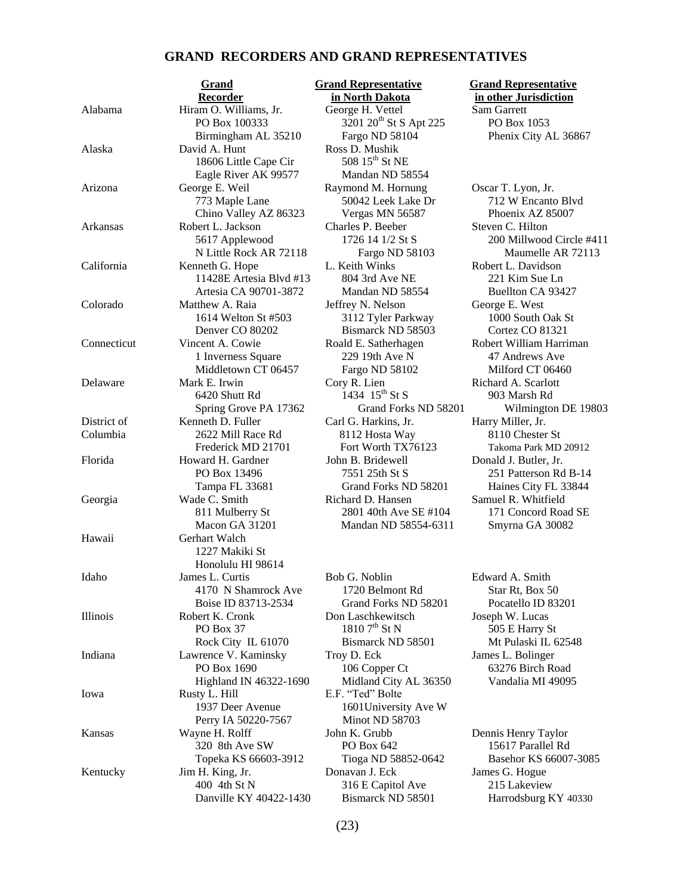# GRAND RECORDERS AND GRAND REPRESENTATIVES

| | Grand Recorder | Grand Representative in North Dakota | Grand Representative in other Jurisdiction |
|---|---|---|---|
| Alabama | Hiram O. Williams, Jr.<br>PO Box 100333<br>Birmingham AL 35210 | George H. Vettel<br>3201 20th St S Apt 225<br>Fargo ND 58104 | Sam Garrett<br>PO Box 1053<br>Phenix City AL 36867 |
| Alaska | David A. Hunt<br>18606 Little Cape Cir<br>Eagle River AK 99577 | Ross D. Mushik<br>508 15th St NE<br>Mandan ND 58554 | |
| Arizona | George E. Weil<br>773 Maple Lane<br>Chino Valley AZ 86323 | Raymond M. Hornung<br>50042 Leek Lake Dr<br>Vergas MN 56587 | Oscar T. Lyon, Jr.<br>712 W Encanto Blvd<br>Phoenix AZ 85007 |
| Arkansas | Robert L. Jackson<br>5617 Applewood<br>N Little Rock AR 72118 | Charles P. Beeber<br>1726 14 1/2 St S<br>Fargo ND 58103 | Steven C. Hilton<br>200 Millwood Circle #411<br>Maumelle AR 72113 |
| California | Kenneth G. Hope<br>11428E Artesia Blvd #13<br>Artesia CA 90701-3872 | L. Keith Winks<br>804 3rd Ave NE<br>Mandan ND 58554 | Robert L. Davidson<br>221 Kim Sue Ln<br>Buellton CA 93427 |
| Colorado | Matthew A. Raia<br>1614 Welton St #503<br>Denver CO 80202 | Jeffrey N. Nelson<br>3112 Tyler Parkway<br>Bismarck ND 58503 | George E. West<br>1000 South Oak St<br>Cortez CO 81321 |
| Connecticut | Vincent A. Cowie<br>1 Inverness Square<br>Middletown CT 06457 | Roald E. Satherhagen<br>229 19th Ave N<br>Fargo ND 58102 | Robert William Harriman<br>47 Andrews Ave<br>Milford CT 06460 |
| Delaware | Mark E. Irwin<br>6420 Shutt Rd<br>Spring Grove PA 17362 | Cory R. Lien<br>1434 15th St S<br>Grand Forks ND 58201 | Richard A. Scarlott<br>903 Marsh Rd<br>Wilmington DE 19803 |
| District of Columbia | Kenneth D. Fuller<br>2622 Mill Race Rd<br>Frederick MD 21701 | Carl G. Harkins, Jr.<br>8112 Hosta Way<br>Fort Worth TX76123 | Harry Miller, Jr.<br>8110 Chester St<br>Takoma Park MD 20912 |
| Florida | Howard H. Gardner<br>PO Box 13496<br>Tampa FL 33681 | John B. Bridewell<br>7551 25th St S<br>Grand Forks ND 58201 | Donald J. Butler, Jr.<br>251 Patterson Rd B-14<br>Haines City FL 33844 |
| Georgia | Wade C. Smith<br>811 Mulberry St<br>Macon GA 31201 | Richard D. Hansen<br>2801 40th Ave SE #104<br>Mandan ND 58554-6311 | Samuel R. Whitfield<br>171 Concord Road SE<br>Smyrna GA 30082 |
| Hawaii | Gerhart Walch<br>1227 Makiki St<br>Honolulu HI 98614 | | |
| Idaho | James L. Curtis<br>4170 N Shamrock Ave<br>Boise ID 83713-2534 | Bob G. Noblin<br>1720 Belmont Rd<br>Grand Forks ND 58201 | Edward A. Smith<br>Star Rt, Box 50<br>Pocatello ID 83201 |
| Illinois | Robert K. Cronk<br>PO Box 37<br>Rock City IL 61070 | Don Laschkewitsch<br>1810 7th St N<br>Bismarck ND 58501 | Joseph W. Lucas<br>505 E Harry St<br>Mt Pulaski IL 62548 |
| Indiana | Lawrence V. Kaminsky<br>PO Box 1690<br>Highland IN 46322-1690 | Troy D. Eck<br>106 Copper Ct<br>Midland City AL 36350 | James L. Bolinger<br>63276 Birch Road<br>Vandalia MI 49095 |
| Iowa | Rusty L. Hill<br>1937 Deer Avenue<br>Perry IA 50220-7567 | E.F. "Ted" Bolte<br>1601University Ave W<br>Minot ND 58703 | |
| Kansas | Wayne H. Rolff<br>320 8th Ave SW<br>Topeka KS 66603-3912 | John K. Grubb<br>PO Box 642<br>Tioga ND 58852-0642 | Dennis Henry Taylor<br>15617 Parallel Rd<br>Basehor KS 66007-3085 |
| Kentucky | Jim H. King, Jr.<br>400 4th St N<br>Danville KY 40422-1430 | Donavan J. Eck<br>316 E Capitol Ave<br>Bismarck ND 58501 | James G. Hogue<br>215 Lakeview<br>Harrodsburg KY 40330 |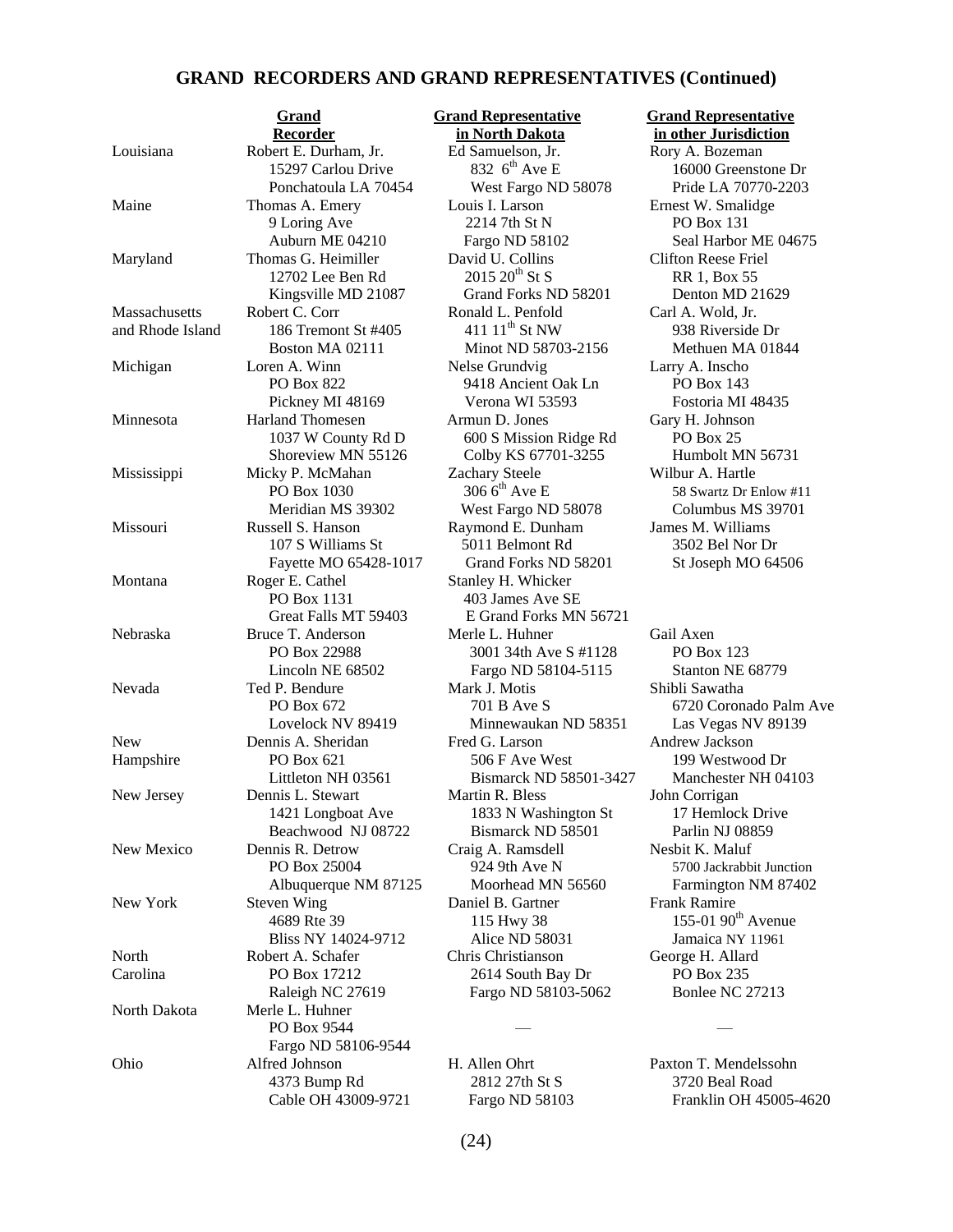## GRAND RECORDERS AND GRAND REPRESENTATIVES (Continued)

| | Grand Recorder | Grand Representative in North Dakota | Grand Representative in other Jurisdiction |
|---|---|---|---|
| Louisiana | Robert E. Durham, Jr.<br>15297 Carlou Drive<br>Ponchatoula LA 70454 | Ed Samuelson, Jr.<br>832 6th Ave E<br>West Fargo ND 58078 | Rory A. Bozeman<br>16000 Greenstone Dr<br>Pride LA 70770-2203 |
| Maine | Thomas A. Emery<br>9 Loring Ave<br>Auburn ME 04210 | Louis I. Larson<br>2214 7th St N<br>Fargo ND 58102 | Ernest W. Smalidge<br>PO Box 131<br>Seal Harbor ME 04675 |
| Maryland | Thomas G. Heimiller<br>12702 Lee Ben Rd<br>Kingsville MD 21087 | David U. Collins<br>2015 20th St S<br>Grand Forks ND 58201 | Clifton Reese Friel<br>RR 1, Box 55<br>Denton MD 21629 |
| Massachusetts and Rhode Island | Robert C. Corr<br>186 Tremont St #405<br>Boston MA 02111 | Ronald L. Penfold<br>411 11th St NW<br>Minot ND 58703-2156 | Carl A. Wold, Jr.<br>938 Riverside Dr<br>Methuen MA 01844 |
| Michigan | Loren A. Winn<br>PO Box 822<br>Pickney MI 48169 | Nelse Grundvig<br>9418 Ancient Oak Ln<br>Verona WI 53593 | Larry A. Inscho<br>PO Box 143<br>Fostoria MI 48435 |
| Minnesota | Harland Thomesen<br>1037 W County Rd D<br>Shoreview MN 55126 | Armun D. Jones<br>600 S Mission Ridge Rd<br>Colby KS 67701-3255 | Gary H. Johnson<br>PO Box 25<br>Humbolt MN 56731 |
| Mississippi | Micky P. McMahan<br>PO Box 1030<br>Meridian MS 39302 | Zachary Steele<br>306 6th Ave E<br>West Fargo ND 58078 | Wilbur A. Hartle<br>58 Swartz Dr Enlow #11<br>Columbus MS 39701 |
| Missouri | Russell S. Hanson<br>107 S Williams St<br>Fayette MO 65428-1017 | Raymond E. Dunham<br>5011 Belmont Rd<br>Grand Forks ND 58201 | James M. Williams<br>3502 Bel Nor Dr<br>St Joseph MO 64506 |
| Montana | Roger E. Cathel<br>PO Box 1131<br>Great Falls MT 59403 | Stanley H. Whicker<br>403 James Ave SE<br>E Grand Forks MN 56721 | |
| Nebraska | Bruce T. Anderson<br>PO Box 22988<br>Lincoln NE 68502 | Merle L. Huhner<br>3001 34th Ave S #1128<br>Fargo ND 58104-5115 | Gail Axen<br>PO Box 123<br>Stanton NE 68779 |
| Nevada | Ted P. Bendure<br>PO Box 672<br>Lovelock NV 89419 | Mark J. Motis<br>701 B Ave S<br>Minnewaukan ND 58351 | Shibli Sawatha<br>6720 Coronado Palm Ave<br>Las Vegas NV 89139 |
| New Hampshire | Dennis A. Sheridan<br>PO Box 621<br>Littleton NH 03561 | Fred G. Larson<br>506 F Ave West<br>Bismarck ND 58501-3427 | Andrew Jackson<br>199 Westwood Dr<br>Manchester NH 04103 |
| New Jersey | Dennis L. Stewart<br>1421 Longboat Ave<br>Beachwood NJ 08722 | Martin R. Bless<br>1833 N Washington St<br>Bismarck ND 58501 | John Corrigan<br>17 Hemlock Drive<br>Parlin NJ 08859 |
| New Mexico | Dennis R. Detrow<br>PO Box 25004<br>Albuquerque NM 87125 | Craig A. Ramsdell<br>924 9th Ave N<br>Moorhead MN 56560 | Nesbit K. Maluf<br>5700 Jackrabbit Junction<br>Farmington NM 87402 |
| New York | Steven Wing<br>4689 Rte 39<br>Bliss NY 14024-9712 | Daniel B. Gartner<br>115 Hwy 38<br>Alice ND 58031 | Frank Ramire<br>155-01 90th Avenue<br>Jamaica NY 11961 |
| North Carolina | Robert A. Schafer<br>PO Box 17212<br>Raleigh NC 27619 | Chris Christianson<br>2614 South Bay Dr<br>Fargo ND 58103-5062 | George H. Allard<br>PO Box 235<br>Bonlee NC 27213 |
| North Dakota | Merle L. Huhner<br>PO Box 9544<br>Fargo ND 58106-9544 | — | — |
| Ohio | Alfred Johnson<br>4373 Bump Rd<br>Cable OH 43009-9721 | H. Allen Ohrt<br>2812 27th St S<br>Fargo ND 58103 | Paxton T. Mendelssohn<br>3720 Beal Road<br>Franklin OH 45005-4620 |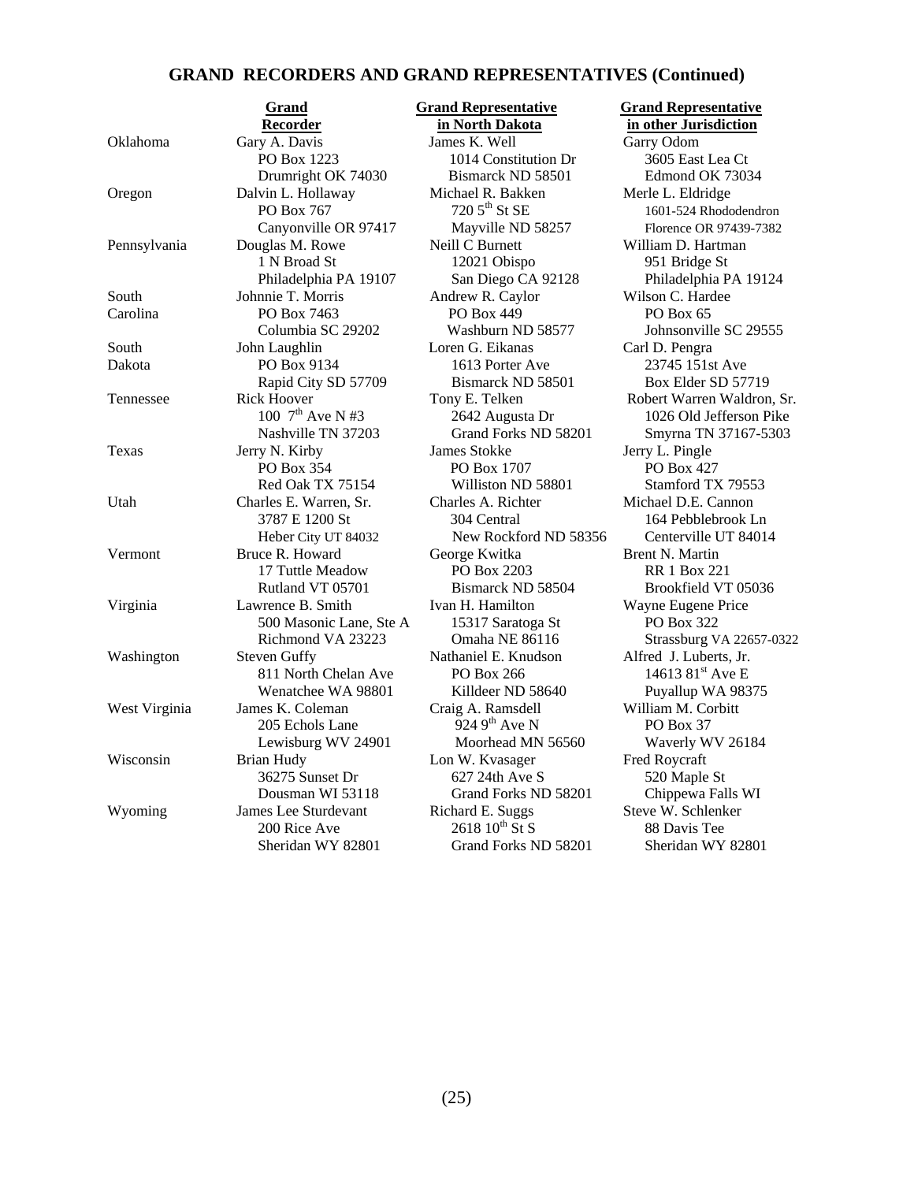## GRAND RECORDERS AND GRAND REPRESENTATIVES (Continued)

| | Grand Recorder | Grand Representative in North Dakota | Grand Representative in other Jurisdiction |
|---|---|---|---|
| Oklahoma | Gary A. Davis<br>PO Box 1223<br>Drumright OK 74030 | James K. Well<br>1014 Constitution Dr<br>Bismarck ND 58501 | Garry Odom<br>3605 East Lea Ct<br>Edmond OK 73034 |
| Oregon | Dalvin L. Hollaway<br>PO Box 767<br>Canyonville OR 97417 | Michael R. Bakken<br>720 5th St SE<br>Mayville ND 58257 | Merle L. Eldridge<br>1601-524 Rhododendron<br>Florence OR 97439-7382 |
| Pennsylvania | Douglas M. Rowe<br>1 N Broad St<br>Philadelphia PA 19107 | Neill C Burnett<br>12021 Obispo<br>San Diego CA 92128 | William D. Hartman<br>951 Bridge St<br>Philadelphia PA 19124 |
| South Carolina | Johnnie T. Morris<br>PO Box 7463<br>Columbia SC 29202 | Andrew R. Caylor<br>PO Box 449<br>Washburn ND 58577 | Wilson C. Hardee<br>PO Box 65<br>Johnsonville SC 29555 |
| South Dakota | John Laughlin<br>PO Box 9134<br>Rapid City SD 57709 | Loren G. Eikanas<br>1613 Porter Ave<br>Bismarck ND 58501 | Carl D. Pengra<br>23745 151st Ave<br>Box Elder SD 57719 |
| Tennessee | Rick Hoover<br>100 7th Ave N #3<br>Nashville TN 37203 | Tony E. Telken<br>2642 Augusta Dr<br>Grand Forks ND 58201 | Robert Warren Waldron, Sr.<br>1026 Old Jefferson Pike<br>Smyrna TN 37167-5303 |
| Texas | Jerry N. Kirby<br>PO Box 354<br>Red Oak TX 75154 | James Stokke<br>PO Box 1707<br>Williston ND 58801 | Jerry L. Pingle<br>PO Box 427<br>Stamford TX 79553 |
| Utah | Charles E. Warren, Sr.<br>3787 E 1200 St<br>Heber City UT 84032 | Charles A. Richter<br>304 Central<br>New Rockford ND 58356 | Michael D.E. Cannon<br>164 Pebblebrook Ln<br>Centerville UT 84014 |
| Vermont | Bruce R. Howard<br>17 Tuttle Meadow<br>Rutland VT 05701 | George Kwitka<br>PO Box 2203<br>Bismarck ND 58504 | Brent N. Martin<br>RR 1 Box 221<br>Brookfield VT 05036 |
| Virginia | Lawrence B. Smith<br>500 Masonic Lane, Ste A<br>Richmond VA 23223 | Ivan H. Hamilton<br>15317 Saratoga St<br>Omaha NE 86116 | Wayne Eugene Price<br>PO Box 322<br>Strassburg VA 22657-0322 |
| Washington | Steven Guffy<br>811 North Chelan Ave<br>Wenatchee WA 98801 | Nathaniel E. Knudson<br>PO Box 266<br>Killdeer ND 58640 | Alfred J. Luberts, Jr.<br>14613 81st Ave E<br>Puyallup WA 98375 |
| West Virginia | James K. Coleman<br>205 Echols Lane<br>Lewisburg WV 24901 | Craig A. Ramsdell<br>924 9th Ave N<br>Moorhead MN 56560 | William M. Corbitt<br>PO Box 37<br>Waverly WV 26184 |
| Wisconsin | Brian Hudy<br>36275 Sunset Dr<br>Dousman WI 53118 | Lon W. Kvasager<br>627 24th Ave S<br>Grand Forks ND 58201 | Fred Roycraft<br>520 Maple St<br>Chippewa Falls WI |
| Wyoming | James Lee Sturdevant<br>200 Rice Ave<br>Sheridan WY 82801 | Richard E. Suggs<br>2618 10th St S<br>Grand Forks ND 58201 | Steve W. Schlenker<br>88 Davis Tee<br>Sheridan WY 82801 |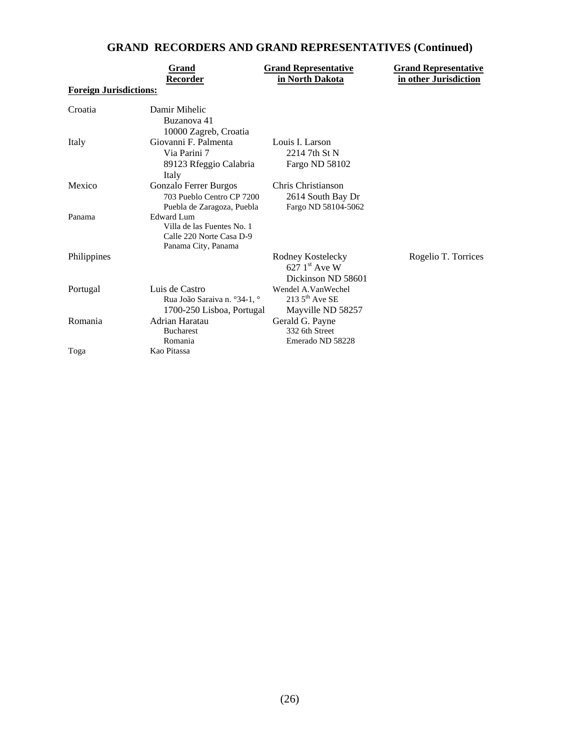# GRAND RECORDERS AND GRAND REPRESENTATIVES (Continued)

| Foreign Jurisdictions: | Grand Recorder | Grand Representative in North Dakota | Grand Representative in other Jurisdiction |
|---|---|---|---|
| Croatia | Damir Mihelic<br>Buzanova 41<br>10000 Zagreb, Croatia | | |
| Italy | Giovanni F. Palmenta<br>Via Parini 7<br>89123 Rfeggio Calabria<br>Italy | Louis I. Larson<br>2214 7th St N<br>Fargo ND 58102 | |
| Mexico | Gonzalo Ferrer Burgos<br>703 Pueblo Centro CP 7200<br>Puebla de Zaragoza, Puebla | Chris Christianson<br>2614 South Bay Dr<br>Fargo ND 58104-5062 | |
| Panama | Edward Lum<br>Villa de las Fuentes No. 1<br>Calle 220 Norte Casa D-9<br>Panama City, Panama | | |
| Philippines | | Rodney Kostelecky<br>627 1st Ave W<br>Dickinson ND 58601 | Rogelio T. Torrices |
| Portugal | Luis de Castro<br>Rua João Saraiva n. °34-1, °<br>1700-250 Lisboa, Portugal | Wendel A.VanWechel<br>213 5th Ave SE<br>Mayville ND 58257 | |
| Romania | Adrian Haratau<br>Bucharest<br>Romania | Gerald G. Payne<br>332 6th Street<br>Emerado ND 58228 | |
| Toga | Kao Pitassa | | |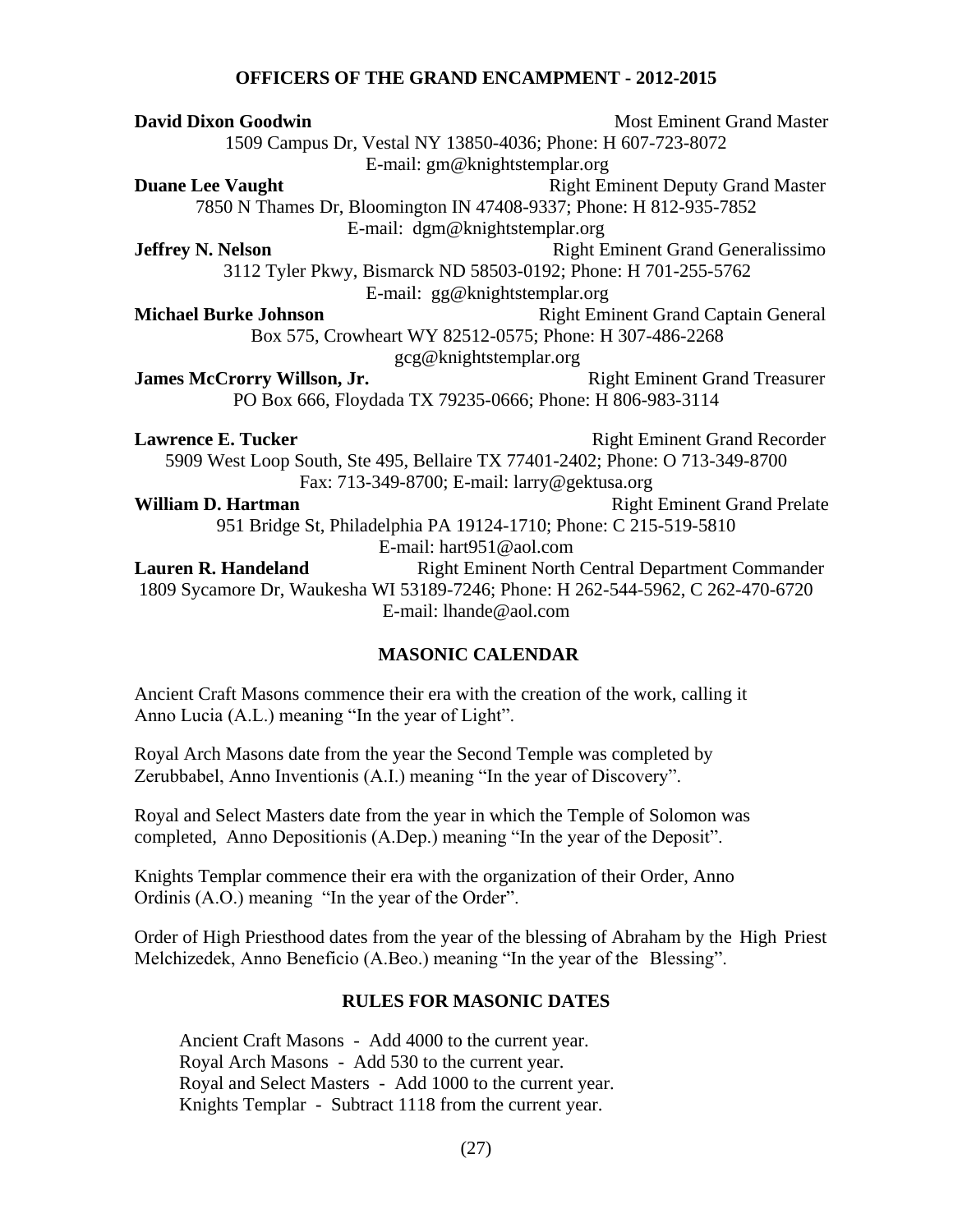## OFFICERS OF THE GRAND ENCAMPMENT - 2012-2015

**David Dixon Goodwin** — Most Eminent Grand Master
1509 Campus Dr, Vestal NY 13850-4036; Phone: H 607-723-8072
E-mail: gm@knightstemplar.org

**Duane Lee Vaught** — Right Eminent Deputy Grand Master
7850 N Thames Dr, Bloomington IN 47408-9337; Phone: H 812-935-7852
E-mail: dgm@knightstemplar.org

**Jeffrey N. Nelson** — Right Eminent Grand Generalissimo
3112 Tyler Pkwy, Bismarck ND 58503-0192; Phone: H 701-255-5762
E-mail: gg@knightstemplar.org

**Michael Burke Johnson** — Right Eminent Grand Captain General
Box 575, Crowheart WY 82512-0575; Phone: H 307-486-2268
gcg@knightstemplar.org

**James McCrorry Willson, Jr.** — Right Eminent Grand Treasurer
PO Box 666, Floydada TX 79235-0666; Phone: H 806-983-3114

**Lawrence E. Tucker** — Right Eminent Grand Recorder
5909 West Loop South, Ste 495, Bellaire TX 77401-2402; Phone: O 713-349-8700
Fax: 713-349-8700; E-mail: larry@gektusa.org

**William D. Hartman** — Right Eminent Grand Prelate
951 Bridge St, Philadelphia PA 19124-1710; Phone: C 215-519-5810
E-mail: hart951@aol.com

**Lauren R. Handeland** — Right Eminent North Central Department Commander
1809 Sycamore Dr, Waukesha WI 53189-7246; Phone: H 262-544-5962, C 262-470-6720
E-mail: lhande@aol.com

## MASONIC CALENDAR

Ancient Craft Masons commence their era with the creation of the work, calling it Anno Lucia (A.L.) meaning "In the year of Light".

Royal Arch Masons date from the year the Second Temple was completed by Zerubbabel, Anno Inventionis (A.I.) meaning "In the year of Discovery".

Royal and Select Masters date from the year in which the Temple of Solomon was completed, Anno Depositionis (A.Dep.) meaning "In the year of the Deposit".

Knights Templar commence their era with the organization of their Order, Anno Ordinis (A.O.) meaning "In the year of the Order".

Order of High Priesthood dates from the year of the blessing of Abraham by the High Priest Melchizedek, Anno Beneficio (A.Beo.) meaning "In the year of the Blessing".

## RULES FOR MASONIC DATES

Ancient Craft Masons - Add 4000 to the current year.
Royal Arch Masons - Add 530 to the current year.
Royal and Select Masters - Add 1000 to the current year.
Knights Templar - Subtract 1118 from the current year.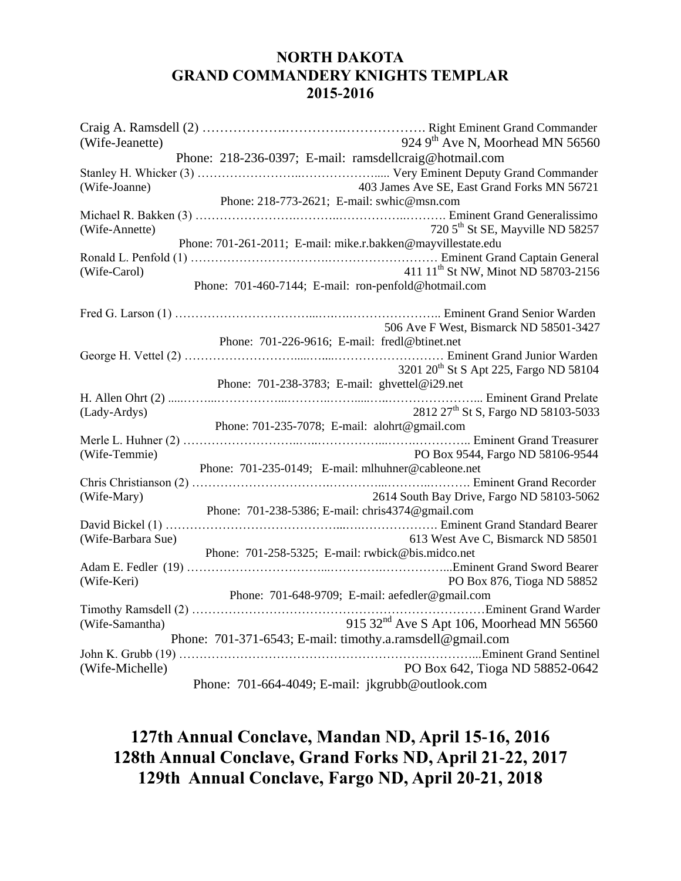# NORTH DAKOTA
# GRAND COMMANDERY KNIGHTS TEMPLAR
# 2015-2016

Craig A. Ramsdell (2) ………………………………………………. Right Eminent Grand Commander
(Wife-Jeanette) 924 9th Ave N, Moorhead MN 56560
Phone: 218-236-0397; E-mail: ramsdellcraig@hotmail.com

Stanley H. Whicker (3) ……………………..………………..... Very Eminent Deputy Grand Commander
(Wife-Joanne) 403 James Ave SE, East Grand Forks MN 56721
Phone: 218-773-2621; E-mail: swhic@msn.com

Michael R. Bakken (3) …………………….………..…………..………. Eminent Grand Generalissimo
(Wife-Annette) 720 5th St SE, Mayville ND 58257
Phone: 701-261-2011; E-mail: mike.r.bakken@mayvillestate.edu

Ronald L. Penfold (1) …………………………….……………………… Eminent Grand Captain General
(Wife-Carol) 411 11th St NW, Minot ND 58703-2156
Phone: 701-460-7144; E-mail: ron-penfold@hotmail.com

Fred G. Larson (1) …………………………...……….………………….. Eminent Grand Senior Warden
506 Ave F West, Bismarck ND 58501-3427
Phone: 701-226-9616; E-mail: fredl@btinet.net

George H. Vettel (2) ………………………......…...……………………… Eminent Grand Junior Warden
3201 20th St S Apt 225, Fargo ND 58104
Phone: 701-238-3783; E-mail: ghvettel@i29.net

H. Allen Ohrt (2) .....……...……………...………..……......…..………………….. Eminent Grand Prelate
(Lady-Ardys) 2812 27th St S, Fargo ND 58103-5033
Phone: 701-235-7078; E-mail: alohrt@gmail.com

Merle L. Huhner (2) ………………………..…..……………...…….………….. Eminent Grand Treasurer
(Wife-Temmie) PO Box 9544, Fargo ND 58106-9544
Phone: 701-235-0149; E-mail: mlhuhner@cableone.net

Chris Christianson (2) …………………………….………...……….………. Eminent Grand Recorder
(Wife-Mary) 2614 South Bay Drive, Fargo ND 58103-5062
Phone: 701-238-5386; E-mail: chris4374@gmail.com

David Bickel (1) ……………………………………...….………………. Eminent Grand Standard Bearer
(Wife-Barbara Sue) 613 West Ave C, Bismarck ND 58501
Phone: 701-258-5325; E-mail: rwbick@bis.midco.net

Adam E. Fedler (19) ……………………………...………….……………...Eminent Grand Sword Bearer
(Wife-Keri) PO Box 876, Tioga ND 58852
Phone: 701-648-9709; E-mail: aefedler@gmail.com

Timothy Ramsdell (2) ………………………………………………………………Eminent Grand Warder
(Wife-Samantha) 915 32nd Ave S Apt 106, Moorhead MN 56560
Phone: 701-371-6543; E-mail: timothy.a.ramsdell@gmail.com

John K. Grubb (19) ………………………………………………………………...Eminent Grand Sentinel
(Wife-Michelle) PO Box 642, Tioga ND 58852-0642
Phone: 701-664-4049; E-mail: jkgrubb@outlook.com

## 127th Annual Conclave, Mandan ND, April 15-16, 2016
## 128th Annual Conclave, Grand Forks ND, April 21-22, 2017
## 129th Annual Conclave, Fargo ND, April 20-21, 2018